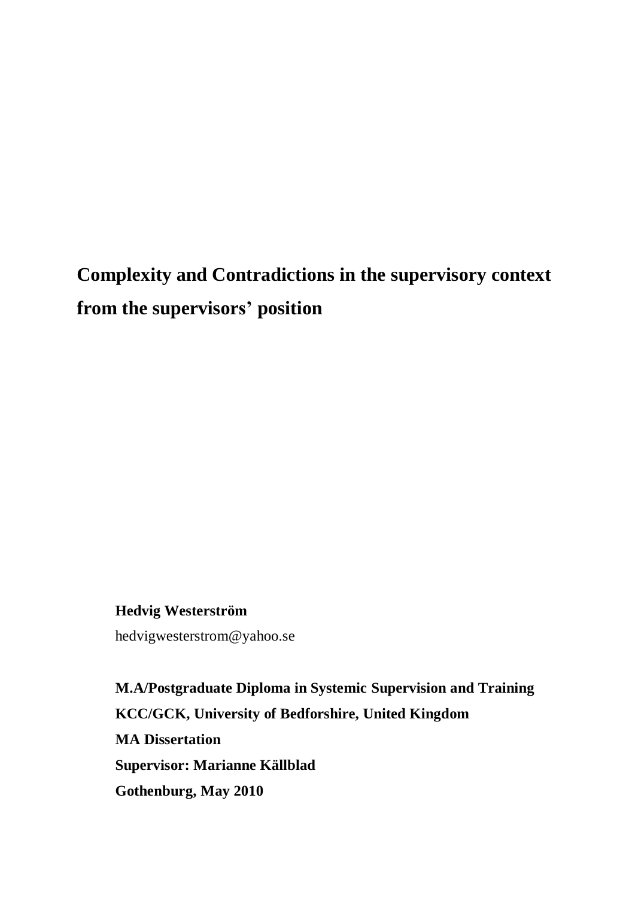# Complexity and Contradictions in the supervisory context from the supervisors' position

**Hedvig Westerström**

hedvigwesterstrom@yahoo.se

**M.A/Postgraduate Diploma in Systemic Supervision and Training**

**KCC/GCK, University of Bedforshire, United Kingdom**

**MA Dissertation**

**Supervisor: Marianne Källblad**

**Gothenburg, May 2010**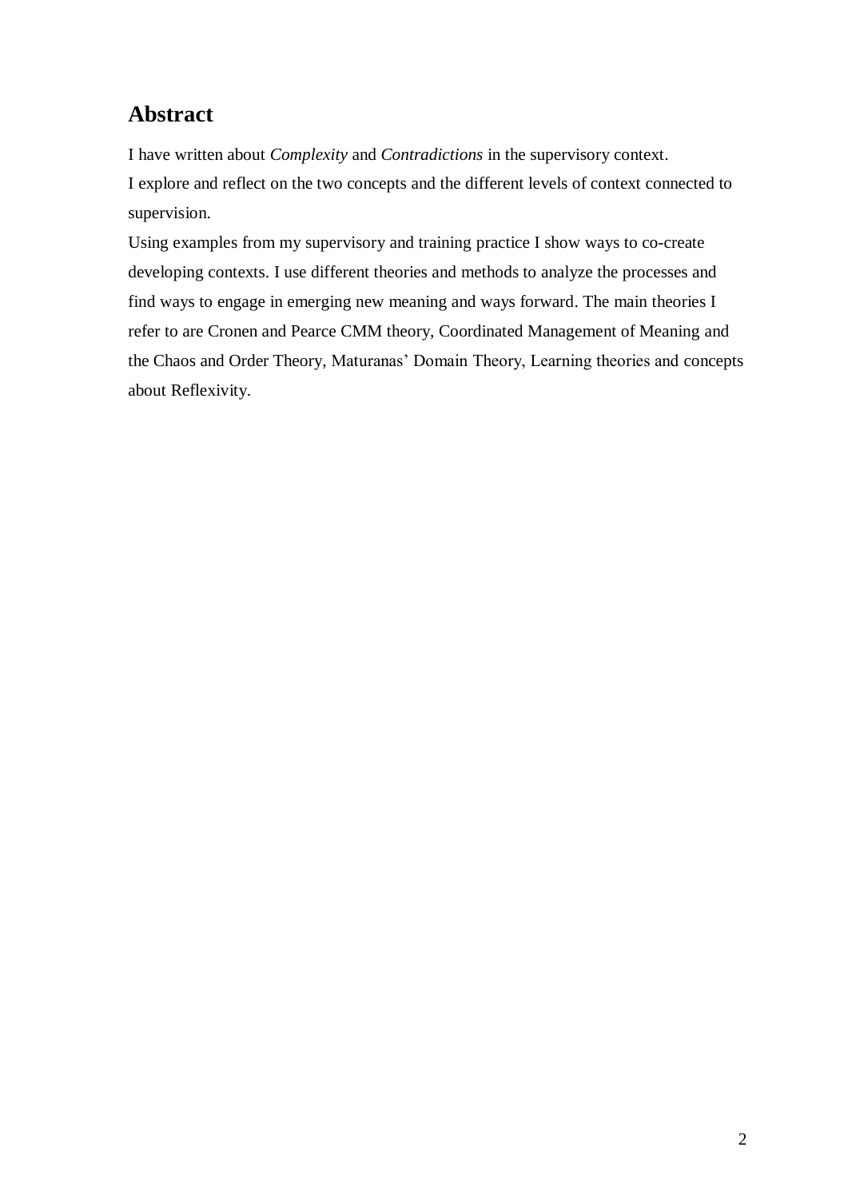# Abstract

I have written about *Complexity* and *Contradictions* in the supervisory context.
I explore and reflect on the two concepts and the different levels of context connected to supervision.
Using examples from my supervisory and training practice I show ways to co-create developing contexts. I use different theories and methods to analyze the processes and find ways to engage in emerging new meaning and ways forward. The main theories I refer to are Cronen and Pearce CMM theory, Coordinated Management of Meaning and the Chaos and Order Theory, Maturanas' Domain Theory, Learning theories and concepts about Reflexivity.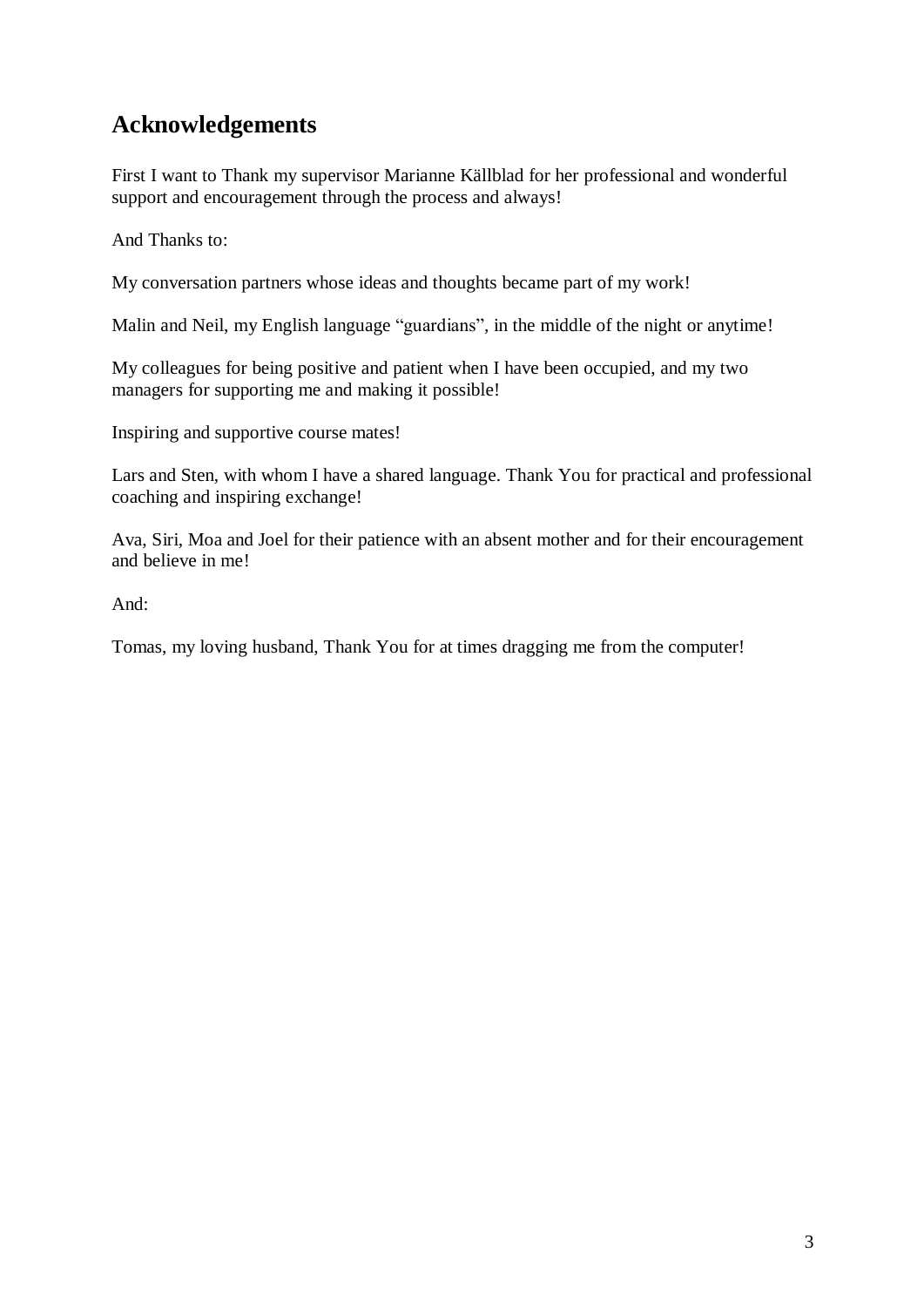# Acknowledgements

First I want to Thank my supervisor Marianne Källblad for her professional and wonderful support and encouragement through the process and always!

And Thanks to:

My conversation partners whose ideas and thoughts became part of my work!

Malin and Neil, my English language "guardians", in the middle of the night or anytime!

My colleagues for being positive and patient when I have been occupied, and my two managers for supporting me and making it possible!

Inspiring and supportive course mates!

Lars and Sten, with whom I have a shared language. Thank You for practical and professional coaching and inspiring exchange!

Ava, Siri, Moa and Joel for their patience with an absent mother and for their encouragement and believe in me!

And:

Tomas, my loving husband, Thank You for at times dragging me from the computer!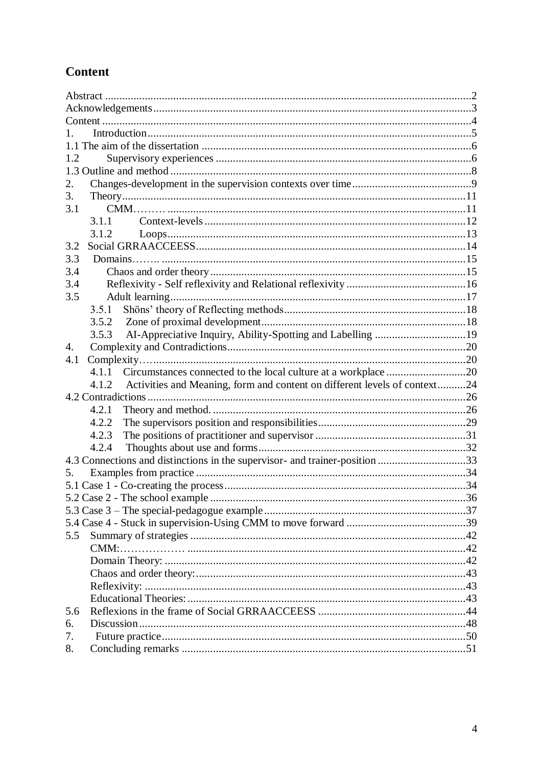## Content

Abstract ...2
Acknowledgements...3
Content ...4
1. Introduction...5
1.1 The aim of the dissertation ...6
1.2 Supervisory experiences ...6
1.3 Outline and method ...8
2. Changes-development in the supervision contexts over time...9
3. Theory...11
3.1 CMM……… ...11
  3.1.1 Context-levels ...12
  3.1.2 Loops...13
3.2 Social GRRAACCEESS...14
3.3 Domains……. ...15
3.4 Chaos and order theory...15
3.4 Reflexivity - Self reflexivity and Relational reflexivity ...16
3.5 Adult learning...17
  3.5.1 Shöns' theory of Reflecting methods...18
  3.5.2 Zone of proximal development...18
  3.5.3 AI-Appreciative Inquiry, Ability-Spotting and Labelling ...19
4. Complexity and Contradictions...20
4.1 Complexity…...20
  4.1.1 Circumstances connected to the local culture at a workplace ...20
  4.1.2 Activities and Meaning, form and content on different levels of context...24
4.2 Contradictions ...26
  4.2.1 Theory and method. ...26
  4.2.2 The supervisors position and responsibilities...29
  4.2.3 The positions of practitioner and supervisor ...31
  4.2.4 Thoughts about use and forms...32
4.3 Connections and distinctions in the supervisor- and trainer-position ...33
5. Examples from practice ...34
5.1 Case 1 - Co-creating the process...34
5.2 Case 2 - The school example ...36
5.3 Case 3 – The special-pedagogue example...37
5.4 Case 4 - Stuck in supervision-Using CMM to move forward ...39
5.5 Summary of strategies ...42
  CMM:……………… ...42
  Domain Theory: ...42
  Chaos and order theory:...43
  Reflexivity: ...43
  Educational Theories: ...43
5.6 Reflexions in the frame of Social GRRAACCEESS ...44
6. Discussion ...48
7. Future practice...50
8. Concluding remarks ...51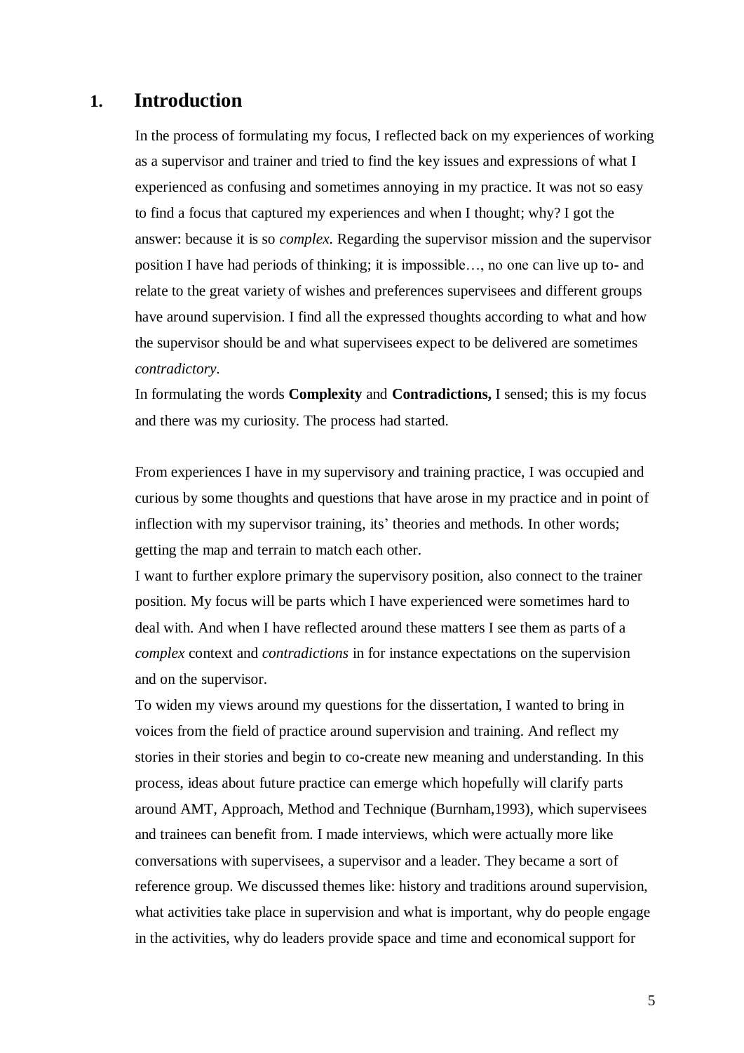# 1. Introduction

In the process of formulating my focus, I reflected back on my experiences of working as a supervisor and trainer and tried to find the key issues and expressions of what I experienced as confusing and sometimes annoying in my practice. It was not so easy to find a focus that captured my experiences and when I thought; why? I got the answer: because it is so *complex*. Regarding the supervisor mission and the supervisor position I have had periods of thinking; it is impossible…, no one can live up to- and relate to the great variety of wishes and preferences supervisees and different groups have around supervision. I find all the expressed thoughts according to what and how the supervisor should be and what supervisees expect to be delivered are sometimes *contradictory*.
In formulating the words **Complexity** and **Contradictions,** I sensed; this is my focus and there was my curiosity. The process had started.

From experiences I have in my supervisory and training practice, I was occupied and curious by some thoughts and questions that have arose in my practice and in point of inflection with my supervisor training, its' theories and methods. In other words; getting the map and terrain to match each other.
I want to further explore primary the supervisory position, also connect to the trainer position. My focus will be parts which I have experienced were sometimes hard to deal with. And when I have reflected around these matters I see them as parts of a *complex* context and *contradictions* in for instance expectations on the supervision and on the supervisor.
To widen my views around my questions for the dissertation, I wanted to bring in voices from the field of practice around supervision and training. And reflect my stories in their stories and begin to co-create new meaning and understanding. In this process, ideas about future practice can emerge which hopefully will clarify parts around AMT, Approach, Method and Technique (Burnham,1993), which supervisees and trainees can benefit from. I made interviews, which were actually more like conversations with supervisees, a supervisor and a leader. They became a sort of reference group. We discussed themes like: history and traditions around supervision, what activities take place in supervision and what is important, why do people engage in the activities, why do leaders provide space and time and economical support for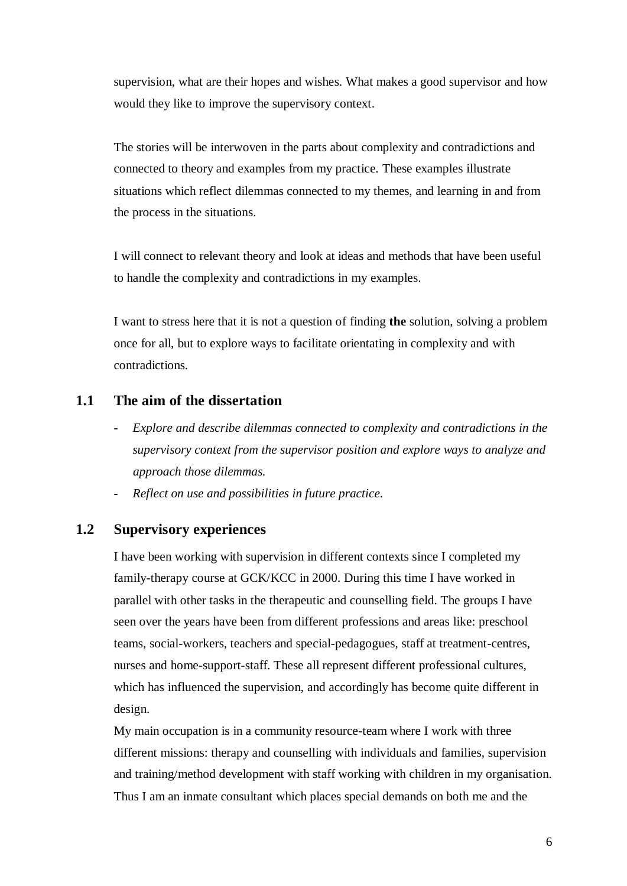supervision, what are their hopes and wishes. What makes a good supervisor and how would they like to improve the supervisory context.

The stories will be interwoven in the parts about complexity and contradictions and connected to theory and examples from my practice. These examples illustrate situations which reflect dilemmas connected to my themes, and learning in and from the process in the situations.

I will connect to relevant theory and look at ideas and methods that have been useful to handle the complexity and contradictions in my examples.

I want to stress here that it is not a question of finding **the** solution, solving a problem once for all, but to explore ways to facilitate orientating in complexity and with contradictions.

## 1.1 The aim of the dissertation

- *Explore and describe dilemmas connected to complexity and contradictions in the supervisory context from the supervisor position and explore ways to analyze and approach those dilemmas.*
- *Reflect on use and possibilities in future practice.*

## 1.2 Supervisory experiences

I have been working with supervision in different contexts since I completed my family-therapy course at GCK/KCC in 2000. During this time I have worked in parallel with other tasks in the therapeutic and counselling field. The groups I have seen over the years have been from different professions and areas like: preschool teams, social-workers, teachers and special-pedagogues, staff at treatment-centres, nurses and home-support-staff. These all represent different professional cultures, which has influenced the supervision, and accordingly has become quite different in design.

My main occupation is in a community resource-team where I work with three different missions: therapy and counselling with individuals and families, supervision and training/method development with staff working with children in my organisation. Thus I am an inmate consultant which places special demands on both me and the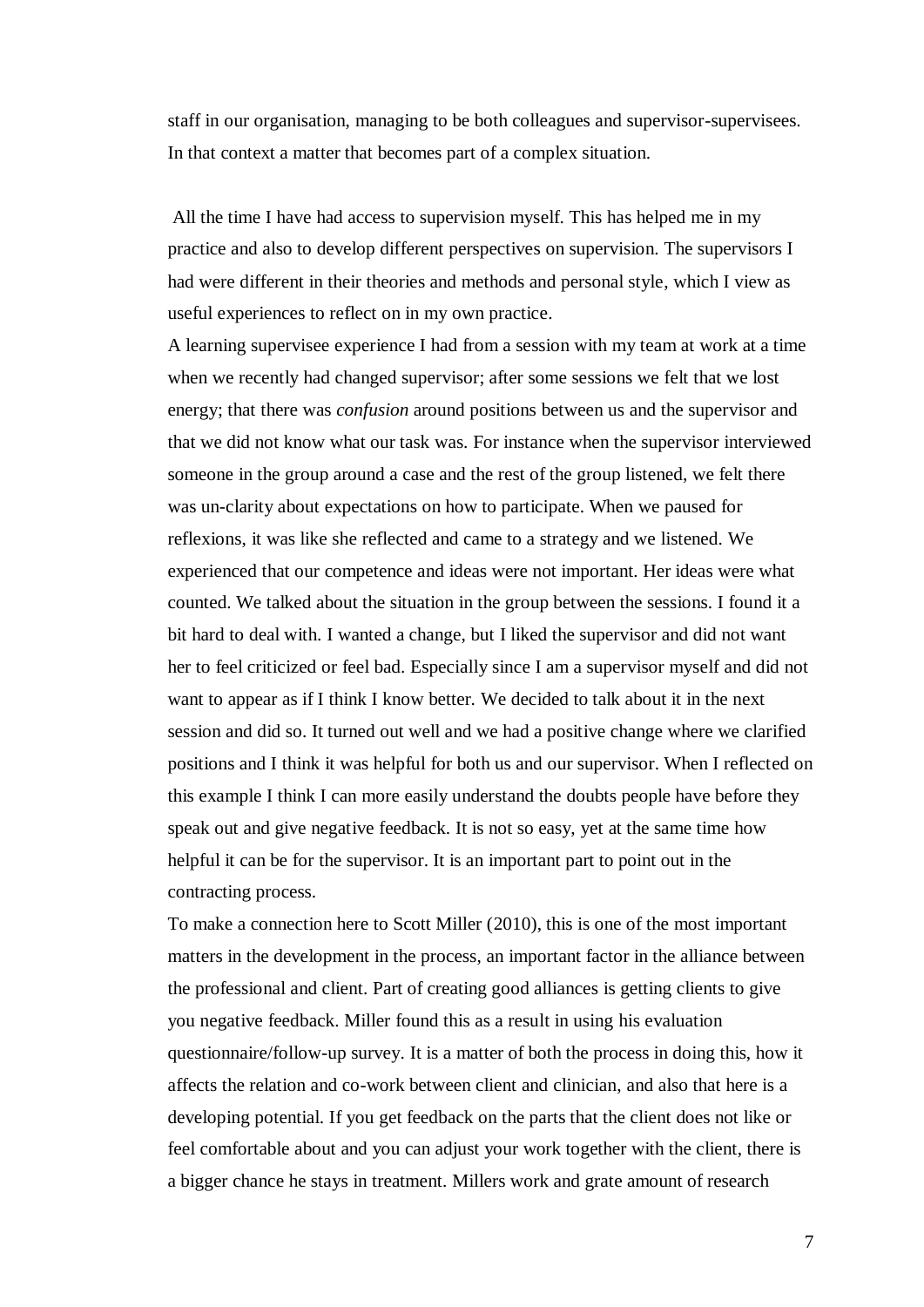staff in our organisation, managing to be both colleagues and supervisor-supervisees. In that context a matter that becomes part of a complex situation.

All the time I have had access to supervision myself. This has helped me in my practice and also to develop different perspectives on supervision. The supervisors I had were different in their theories and methods and personal style, which I view as useful experiences to reflect on in my own practice.

A learning supervisee experience I had from a session with my team at work at a time when we recently had changed supervisor; after some sessions we felt that we lost energy; that there was *confusion* around positions between us and the supervisor and that we did not know what our task was. For instance when the supervisor interviewed someone in the group around a case and the rest of the group listened, we felt there was un-clarity about expectations on how to participate. When we paused for reflexions, it was like she reflected and came to a strategy and we listened. We experienced that our competence and ideas were not important. Her ideas were what counted. We talked about the situation in the group between the sessions. I found it a bit hard to deal with. I wanted a change, but I liked the supervisor and did not want her to feel criticized or feel bad. Especially since I am a supervisor myself and did not want to appear as if I think I know better. We decided to talk about it in the next session and did so. It turned out well and we had a positive change where we clarified positions and I think it was helpful for both us and our supervisor. When I reflected on this example I think I can more easily understand the doubts people have before they speak out and give negative feedback. It is not so easy, yet at the same time how helpful it can be for the supervisor. It is an important part to point out in the contracting process.

To make a connection here to Scott Miller (2010), this is one of the most important matters in the development in the process, an important factor in the alliance between the professional and client. Part of creating good alliances is getting clients to give you negative feedback. Miller found this as a result in using his evaluation questionnaire/follow-up survey. It is a matter of both the process in doing this, how it affects the relation and co-work between client and clinician, and also that here is a developing potential. If you get feedback on the parts that the client does not like or feel comfortable about and you can adjust your work together with the client, there is a bigger chance he stays in treatment. Millers work and grate amount of research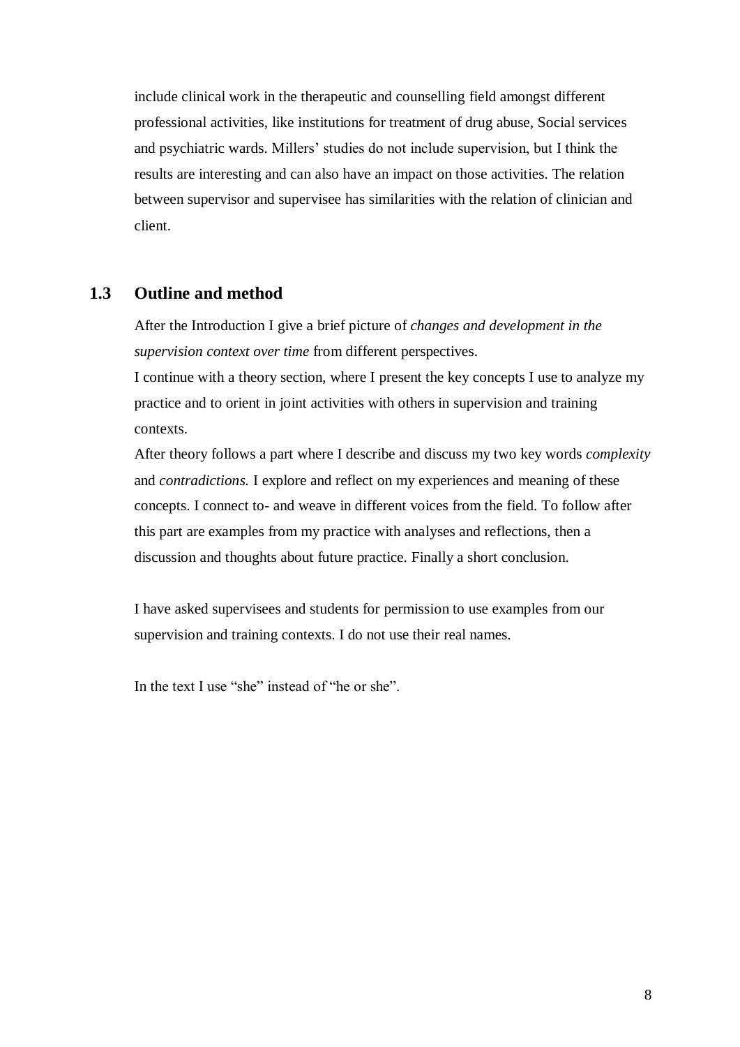include clinical work in the therapeutic and counselling field amongst different professional activities, like institutions for treatment of drug abuse, Social services and psychiatric wards. Millers' studies do not include supervision, but I think the results are interesting and can also have an impact on those activities. The relation between supervisor and supervisee has similarities with the relation of clinician and client.

## 1.3 Outline and method

After the Introduction I give a brief picture of *changes and development in the supervision context over time* from different perspectives.
I continue with a theory section, where I present the key concepts I use to analyze my practice and to orient in joint activities with others in supervision and training contexts.
After theory follows a part where I describe and discuss my two key words *complexity* and *contradictions.* I explore and reflect on my experiences and meaning of these concepts. I connect to- and weave in different voices from the field. To follow after this part are examples from my practice with analyses and reflections, then a discussion and thoughts about future practice. Finally a short conclusion.

I have asked supervisees and students for permission to use examples from our supervision and training contexts. I do not use their real names.

In the text I use "she" instead of "he or she".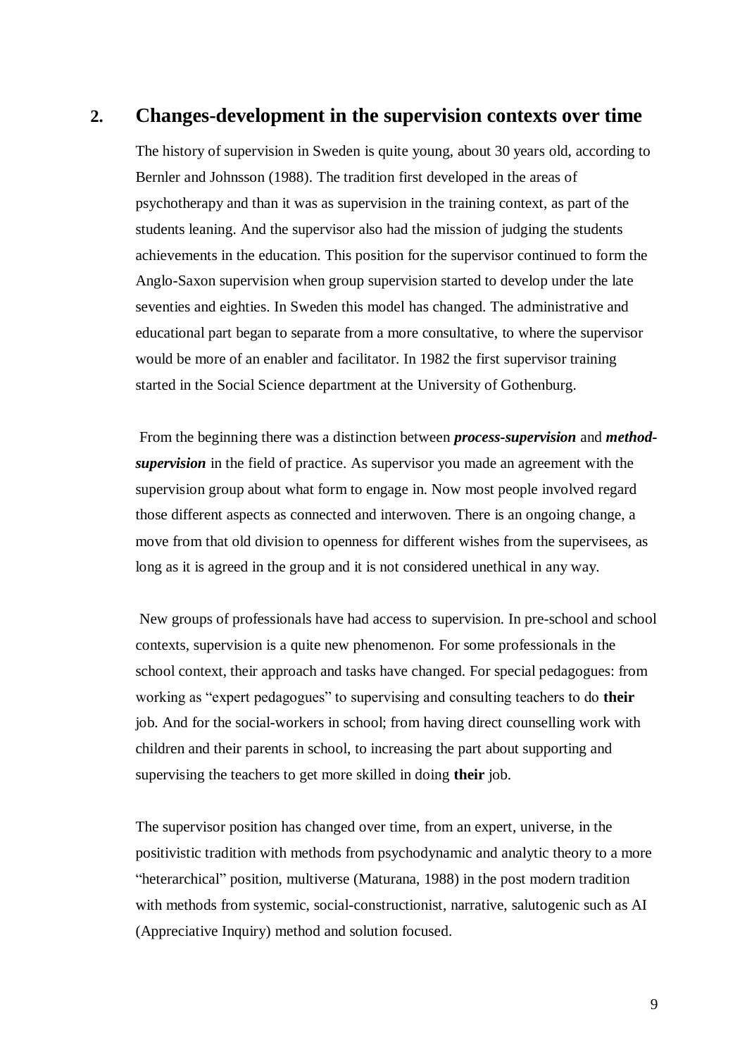## 2. Changes-development in the supervision contexts over time

The history of supervision in Sweden is quite young, about 30 years old, according to Bernler and Johnsson (1988). The tradition first developed in the areas of psychotherapy and than it was as supervision in the training context, as part of the students leaning. And the supervisor also had the mission of judging the students achievements in the education. This position for the supervisor continued to form the Anglo-Saxon supervision when group supervision started to develop under the late seventies and eighties. In Sweden this model has changed. The administrative and educational part began to separate from a more consultative, to where the supervisor would be more of an enabler and facilitator. In 1982 the first supervisor training started in the Social Science department at the University of Gothenburg.

From the beginning there was a distinction between ***process-supervision*** and ***method-supervision*** in the field of practice. As supervisor you made an agreement with the supervision group about what form to engage in. Now most people involved regard those different aspects as connected and interwoven. There is an ongoing change, a move from that old division to openness for different wishes from the supervisees, as long as it is agreed in the group and it is not considered unethical in any way.

New groups of professionals have had access to supervision. In pre-school and school contexts, supervision is a quite new phenomenon. For some professionals in the school context, their approach and tasks have changed. For special pedagogues: from working as "expert pedagogues" to supervising and consulting teachers to do **their** job. And for the social-workers in school; from having direct counselling work with children and their parents in school, to increasing the part about supporting and supervising the teachers to get more skilled in doing **their** job.

The supervisor position has changed over time, from an expert, universe, in the positivistic tradition with methods from psychodynamic and analytic theory to a more "heterarchical" position, multiverse (Maturana, 1988) in the post modern tradition with methods from systemic, social-constructionist, narrative, salutogenic such as AI (Appreciative Inquiry) method and solution focused.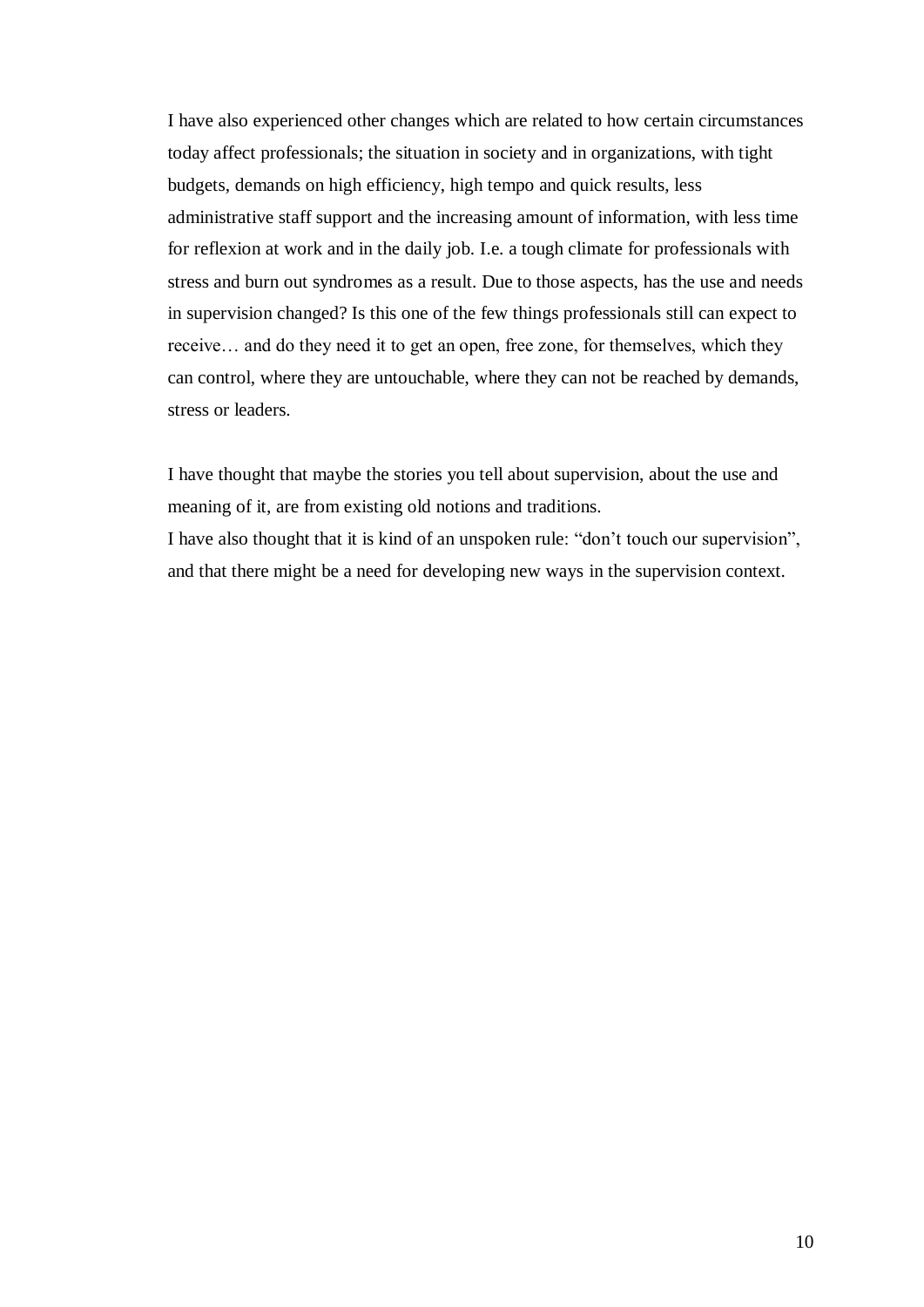I have also experienced other changes which are related to how certain circumstances today affect professionals; the situation in society and in organizations, with tight budgets, demands on high efficiency, high tempo and quick results, less administrative staff support and the increasing amount of information, with less time for reflexion at work and in the daily job. I.e. a tough climate for professionals with stress and burn out syndromes as a result. Due to those aspects, has the use and needs in supervision changed? Is this one of the few things professionals still can expect to receive… and do they need it to get an open, free zone, for themselves, which they can control, where they are untouchable, where they can not be reached by demands, stress or leaders.

I have thought that maybe the stories you tell about supervision, about the use and meaning of it, are from existing old notions and traditions.
I have also thought that it is kind of an unspoken rule: "don't touch our supervision", and that there might be a need for developing new ways in the supervision context.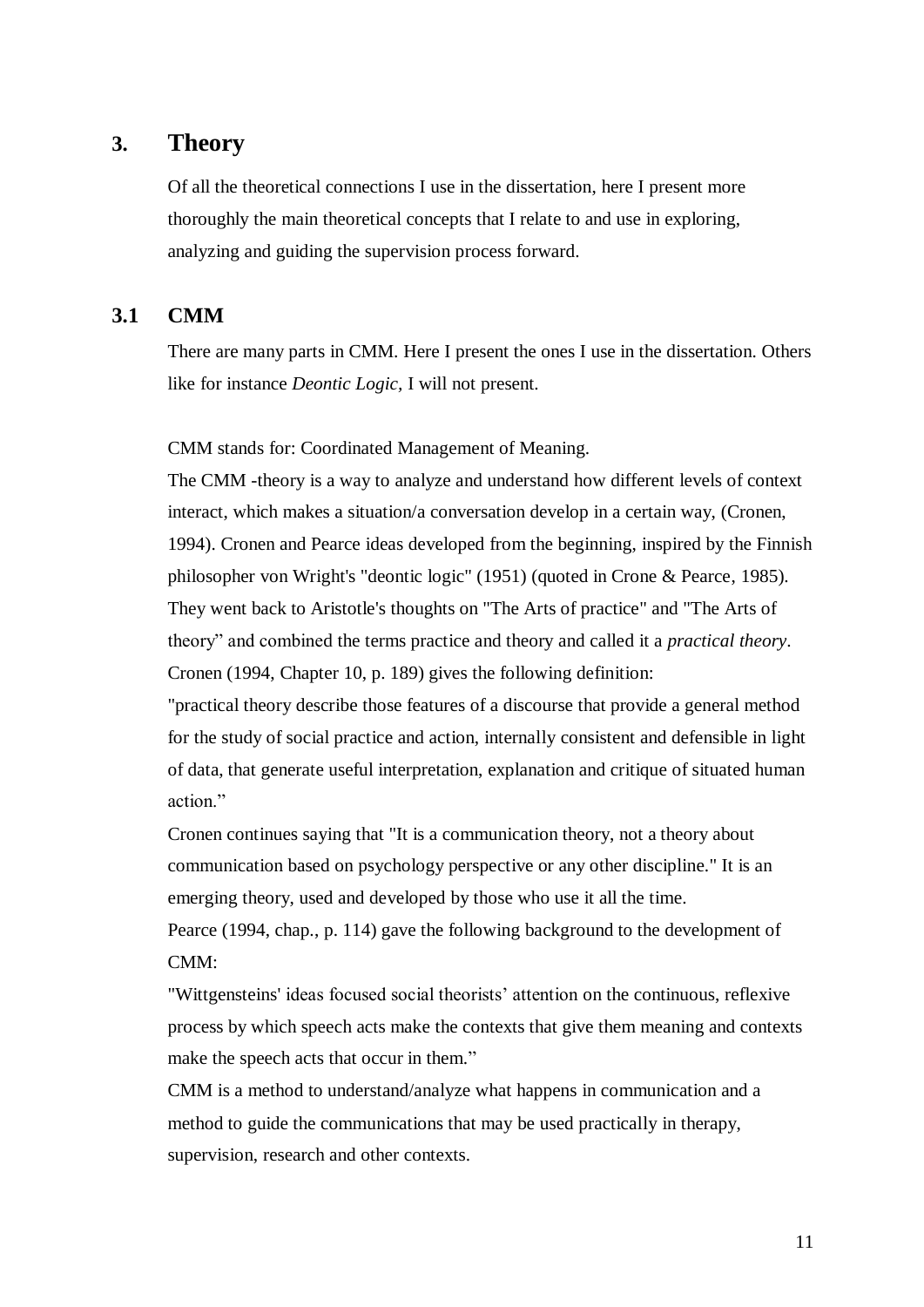# 3. Theory

Of all the theoretical connections I use in the dissertation, here I present more thoroughly the main theoretical concepts that I relate to and use in exploring, analyzing and guiding the supervision process forward.

## 3.1 CMM

There are many parts in CMM. Here I present the ones I use in the dissertation. Others like for instance *Deontic Logic*, I will not present.

CMM stands for: Coordinated Management of Meaning.

The CMM -theory is a way to analyze and understand how different levels of context interact, which makes a situation/a conversation develop in a certain way, (Cronen, 1994). Cronen and Pearce ideas developed from the beginning, inspired by the Finnish philosopher von Wright's "deontic logic" (1951) (quoted in Crone & Pearce, 1985). They went back to Aristotle's thoughts on "The Arts of practice" and "The Arts of theory" and combined the terms practice and theory and called it a *practical theory*. Cronen (1994, Chapter 10, p. 189) gives the following definition:

"practical theory describe those features of a discourse that provide a general method for the study of social practice and action, internally consistent and defensible in light of data, that generate useful interpretation, explanation and critique of situated human action."

Cronen continues saying that "It is a communication theory, not a theory about communication based on psychology perspective or any other discipline." It is an emerging theory, used and developed by those who use it all the time.

Pearce (1994, chap., p. 114) gave the following background to the development of CMM:

"Wittgensteins' ideas focused social theorists' attention on the continuous, reflexive process by which speech acts make the contexts that give them meaning and contexts make the speech acts that occur in them."

CMM is a method to understand/analyze what happens in communication and a method to guide the communications that may be used practically in therapy, supervision, research and other contexts.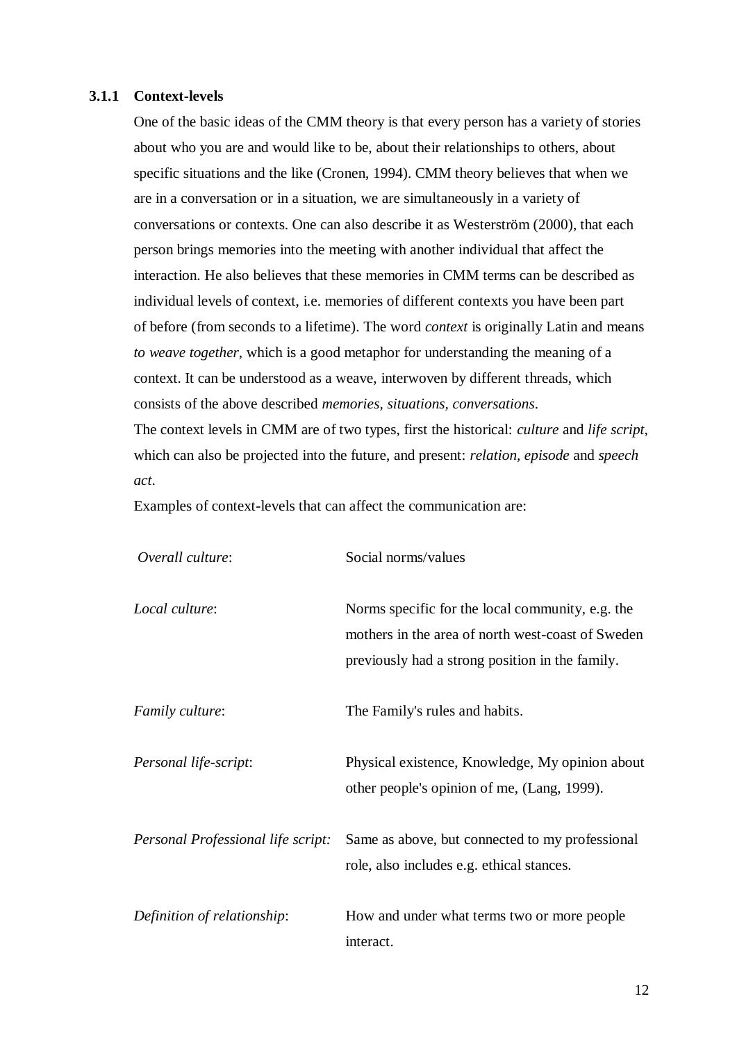### 3.1.1 Context-levels

One of the basic ideas of the CMM theory is that every person has a variety of stories about who you are and would like to be, about their relationships to others, about specific situations and the like (Cronen, 1994). CMM theory believes that when we are in a conversation or in a situation, we are simultaneously in a variety of conversations or contexts. One can also describe it as Westerström (2000), that each person brings memories into the meeting with another individual that affect the interaction. He also believes that these memories in CMM terms can be described as individual levels of context, i.e. memories of different contexts you have been part of before (from seconds to a lifetime). The word *context* is originally Latin and means *to weave together*, which is a good metaphor for understanding the meaning of a context. It can be understood as a weave, interwoven by different threads, which consists of the above described *memories, situations, conversations*.

The context levels in CMM are of two types, first the historical: *culture* and *life script*, which can also be projected into the future, and present: *relation, episode* and *speech act*.

Examples of context-levels that can affect the communication are:

| | |
|---|---|
| *Overall culture*: | Social norms/values |
| *Local culture*: | Norms specific for the local community, e.g. the mothers in the area of north west-coast of Sweden previously had a strong position in the family. |
| *Family culture*: | The Family's rules and habits. |
| *Personal life-script*: | Physical existence, Knowledge, My opinion about other people's opinion of me, (Lang, 1999). |
| *Personal Professional life script:* | Same as above, but connected to my professional role, also includes e.g. ethical stances. |
| *Definition of relationship*: | How and under what terms two or more people interact. |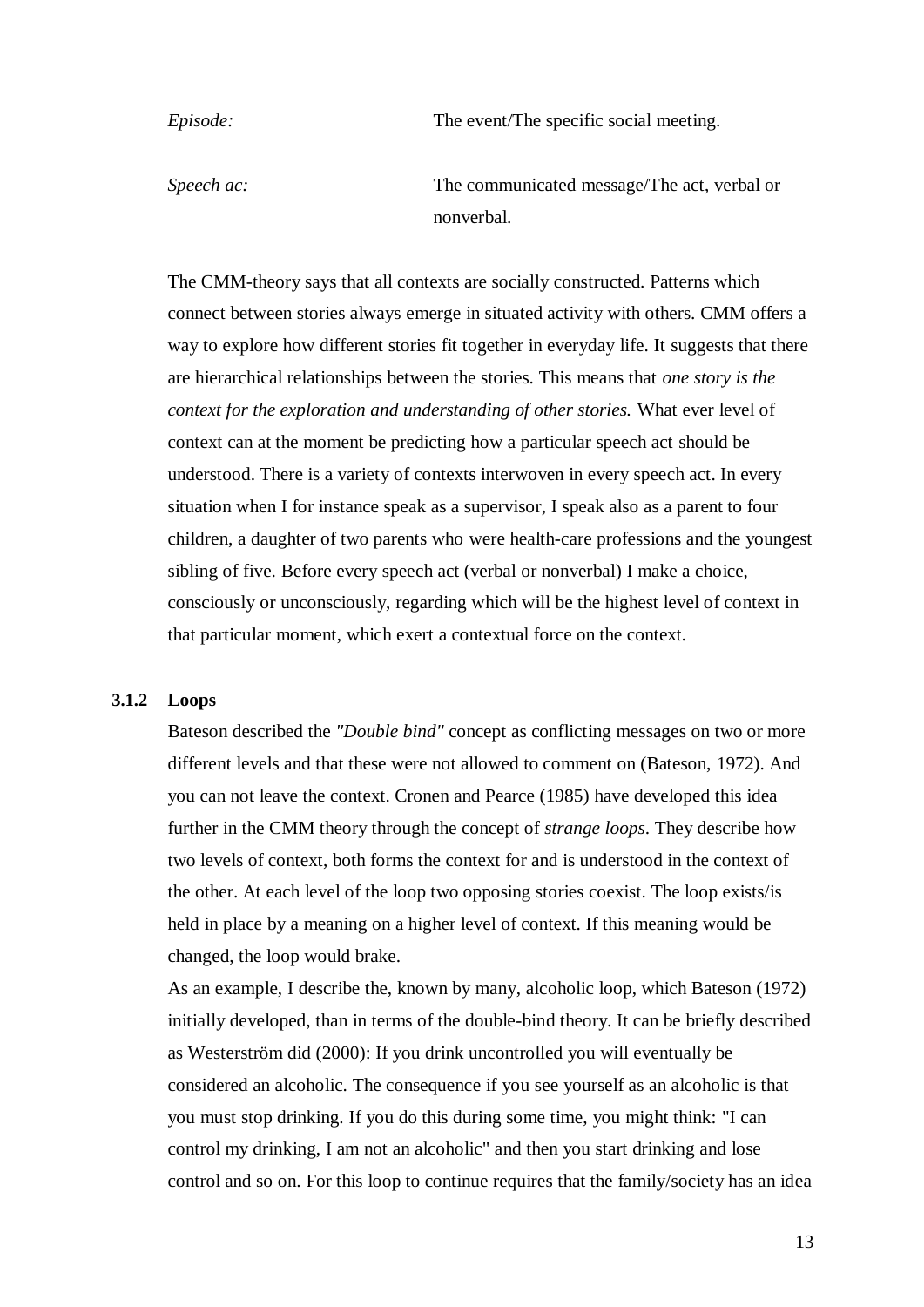*Episode:* The event/The specific social meeting.

*Speech ac:* The communicated message/The act, verbal or nonverbal.

The CMM-theory says that all contexts are socially constructed. Patterns which connect between stories always emerge in situated activity with others. CMM offers a way to explore how different stories fit together in everyday life. It suggests that there are hierarchical relationships between the stories. This means that *one story is the context for the exploration and understanding of other stories.* What ever level of context can at the moment be predicting how a particular speech act should be understood. There is a variety of contexts interwoven in every speech act. In every situation when I for instance speak as a supervisor, I speak also as a parent to four children, a daughter of two parents who were health-care professions and the youngest sibling of five. Before every speech act (verbal or nonverbal) I make a choice, consciously or unconsciously, regarding which will be the highest level of context in that particular moment, which exert a contextual force on the context.

### 3.1.2 Loops

Bateson described the *"Double bind"* concept as conflicting messages on two or more different levels and that these were not allowed to comment on (Bateson, 1972). And you can not leave the context. Cronen and Pearce (1985) have developed this idea further in the CMM theory through the concept of *strange loops*. They describe how two levels of context, both forms the context for and is understood in the context of the other. At each level of the loop two opposing stories coexist. The loop exists/is held in place by a meaning on a higher level of context. If this meaning would be changed, the loop would brake.

As an example, I describe the, known by many, alcoholic loop, which Bateson (1972) initially developed, than in terms of the double-bind theory. It can be briefly described as Westerström did (2000): If you drink uncontrolled you will eventually be considered an alcoholic. The consequence if you see yourself as an alcoholic is that you must stop drinking. If you do this during some time, you might think: "I can control my drinking, I am not an alcoholic" and then you start drinking and lose control and so on. For this loop to continue requires that the family/society has an idea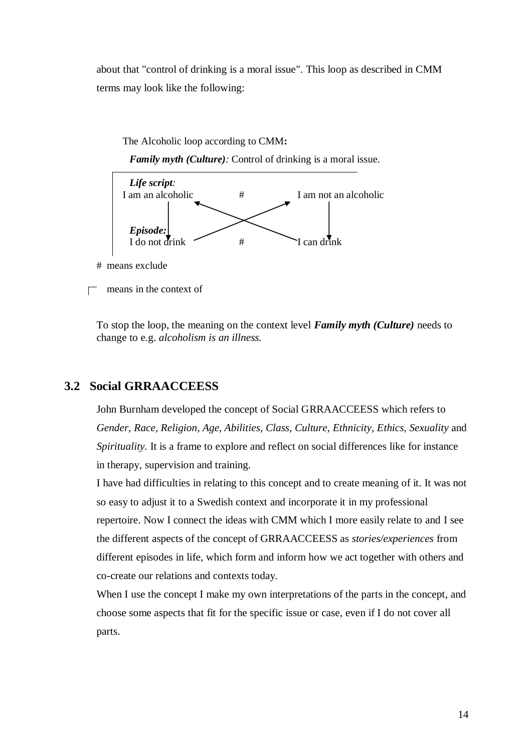about that "control of drinking is a moral issue". This loop as described in CMM terms may look like the following:

The Alcoholic loop according to CMM**:**

***Family myth (Culture)**:* Control of drinking is a moral issue.

***Life script**:*

I am an alcoholic # I am not an alcoholic

***Episode:***

I do not drink # I can drink

\# means exclude

⌐ means in the context of

To stop the loop, the meaning on the context level ***Family myth (Culture)*** needs to change to e.g. *alcoholism is an illness.*

## 3.2 Social GRRAACCEESS

John Burnham developed the concept of Social GRRAACCEESS which refers to *Gender, Race, Religion, Age, Abilities, Class, Culture, Ethnicity, Ethics, Sexuality* and *Spirituality*. It is a frame to explore and reflect on social differences like for instance in therapy, supervision and training.

I have had difficulties in relating to this concept and to create meaning of it. It was not so easy to adjust it to a Swedish context and incorporate it in my professional repertoire. Now I connect the ideas with CMM which I more easily relate to and I see the different aspects of the concept of GRRAACCEESS as *stories/experiences* from different episodes in life, which form and inform how we act together with others and co-create our relations and contexts today.

When I use the concept I make my own interpretations of the parts in the concept, and choose some aspects that fit for the specific issue or case, even if I do not cover all parts.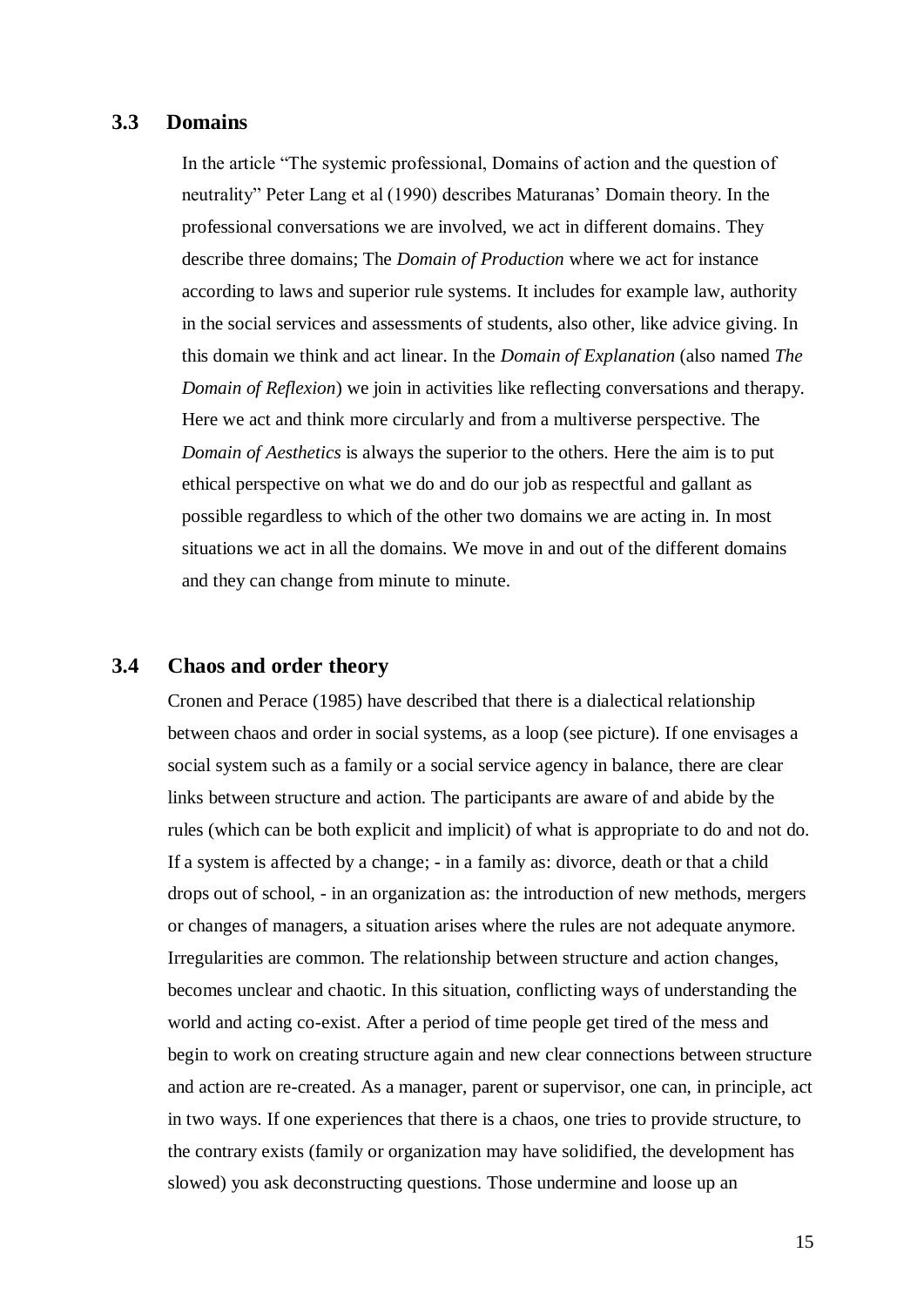## 3.3 Domains

In the article "The systemic professional, Domains of action and the question of neutrality" Peter Lang et al (1990) describes Maturanas' Domain theory. In the professional conversations we are involved, we act in different domains. They describe three domains; The *Domain of Production* where we act for instance according to laws and superior rule systems. It includes for example law, authority in the social services and assessments of students, also other, like advice giving. In this domain we think and act linear. In the *Domain of Explanation* (also named *The Domain of Reflexion*) we join in activities like reflecting conversations and therapy. Here we act and think more circularly and from a multiverse perspective. The *Domain of Aesthetics* is always the superior to the others. Here the aim is to put ethical perspective on what we do and do our job as respectful and gallant as possible regardless to which of the other two domains we are acting in. In most situations we act in all the domains. We move in and out of the different domains and they can change from minute to minute.

## 3.4 Chaos and order theory

Cronen and Perace (1985) have described that there is a dialectical relationship between chaos and order in social systems, as a loop (see picture). If one envisages a social system such as a family or a social service agency in balance, there are clear links between structure and action. The participants are aware of and abide by the rules (which can be both explicit and implicit) of what is appropriate to do and not do. If a system is affected by a change; - in a family as: divorce, death or that a child drops out of school, - in an organization as: the introduction of new methods, mergers or changes of managers, a situation arises where the rules are not adequate anymore. Irregularities are common. The relationship between structure and action changes, becomes unclear and chaotic. In this situation, conflicting ways of understanding the world and acting co-exist. After a period of time people get tired of the mess and begin to work on creating structure again and new clear connections between structure and action are re-created. As a manager, parent or supervisor, one can, in principle, act in two ways. If one experiences that there is a chaos, one tries to provide structure, to the contrary exists (family or organization may have solidified, the development has slowed) you ask deconstructing questions. Those undermine and loose up an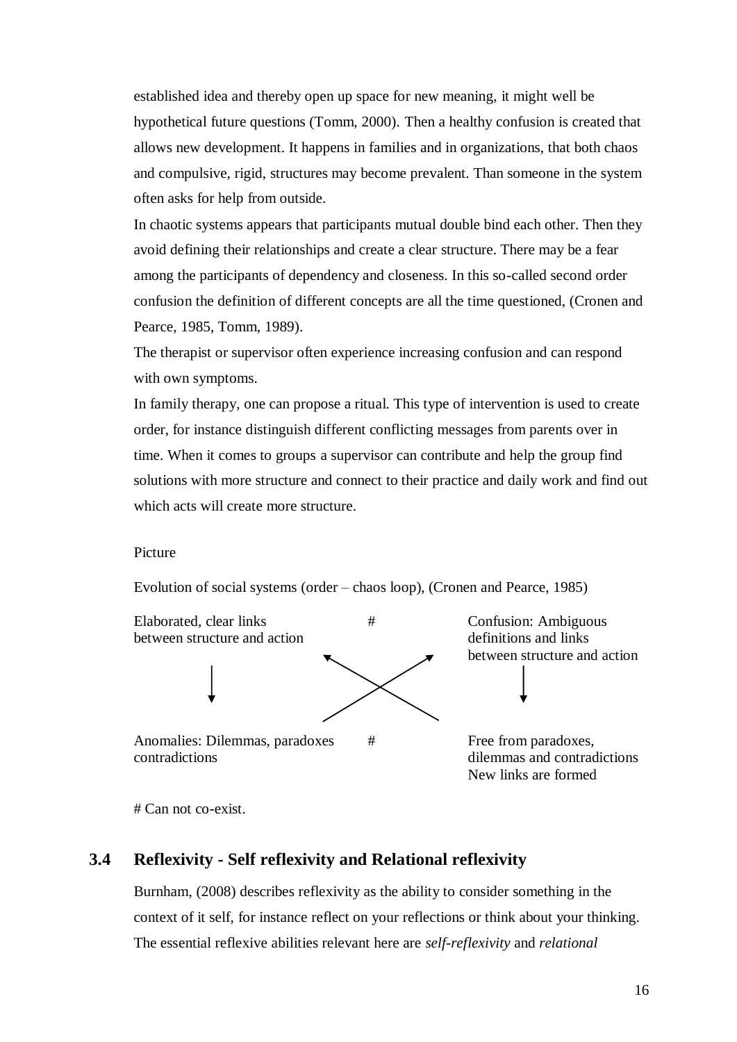established idea and thereby open up space for new meaning, it might well be hypothetical future questions (Tomm, 2000). Then a healthy confusion is created that allows new development. It happens in families and in organizations, that both chaos and compulsive, rigid, structures may become prevalent. Than someone in the system often asks for help from outside.

In chaotic systems appears that participants mutual double bind each other. Then they avoid defining their relationships and create a clear structure. There may be a fear among the participants of dependency and closeness. In this so-called second order confusion the definition of different concepts are all the time questioned, (Cronen and Pearce, 1985, Tomm, 1989).

The therapist or supervisor often experience increasing confusion and can respond with own symptoms.

In family therapy, one can propose a ritual. This type of intervention is used to create order, for instance distinguish different conflicting messages from parents over in time. When it comes to groups a supervisor can contribute and help the group find solutions with more structure and connect to their practice and daily work and find out which acts will create more structure.

Picture

Evolution of social systems (order – chaos loop), (Cronen and Pearce, 1985)

| Elaborated, clear links between structure and action | # | Confusion: Ambiguous definitions and links between structure and action |
|---|---|---|
| ↓ | ↖ ↗ (crossing arrows) | ↓ |
| Anomalies: Dilemmas, paradoxes contradictions | # | Free from paradoxes, dilemmas and contradictions New links are formed |

# Can not co-exist.

## 3.4 Reflexivity - Self reflexivity and Relational reflexivity

Burnham, (2008) describes reflexivity as the ability to consider something in the context of it self, for instance reflect on your reflections or think about your thinking. The essential reflexive abilities relevant here are *self-reflexivity* and *relational*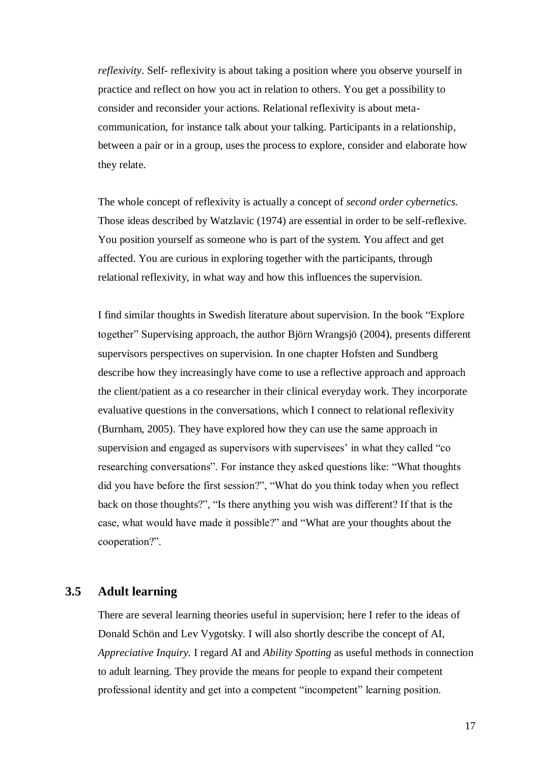*reflexivity*. Self- reflexivity is about taking a position where you observe yourself in practice and reflect on how you act in relation to others. You get a possibility to consider and reconsider your actions. Relational reflexivity is about meta-communication, for instance talk about your talking. Participants in a relationship, between a pair or in a group, uses the process to explore, consider and elaborate how they relate.

The whole concept of reflexivity is actually a concept of *second order cybernetics.* Those ideas described by Watzlavic (1974) are essential in order to be self-reflexive. You position yourself as someone who is part of the system. You affect and get affected. You are curious in exploring together with the participants, through relational reflexivity, in what way and how this influences the supervision.

I find similar thoughts in Swedish literature about supervision. In the book "Explore together" Supervising approach, the author Björn Wrangsjö (2004), presents different supervisors perspectives on supervision. In one chapter Hofsten and Sundberg describe how they increasingly have come to use a reflective approach and approach the client/patient as a co researcher in their clinical everyday work. They incorporate evaluative questions in the conversations, which I connect to relational reflexivity (Burnham, 2005). They have explored how they can use the same approach in supervision and engaged as supervisors with supervisees' in what they called "co researching conversations". For instance they asked questions like: "What thoughts did you have before the first session?", "What do you think today when you reflect back on those thoughts?", "Is there anything you wish was different? If that is the case, what would have made it possible?" and "What are your thoughts about the cooperation?".

## 3.5 Adult learning

There are several learning theories useful in supervision; here I refer to the ideas of Donald Schön and Lev Vygotsky. I will also shortly describe the concept of AI, *Appreciative Inquiry.* I regard AI and *Ability Spotting* as useful methods in connection to adult learning. They provide the means for people to expand their competent professional identity and get into a competent "incompetent" learning position.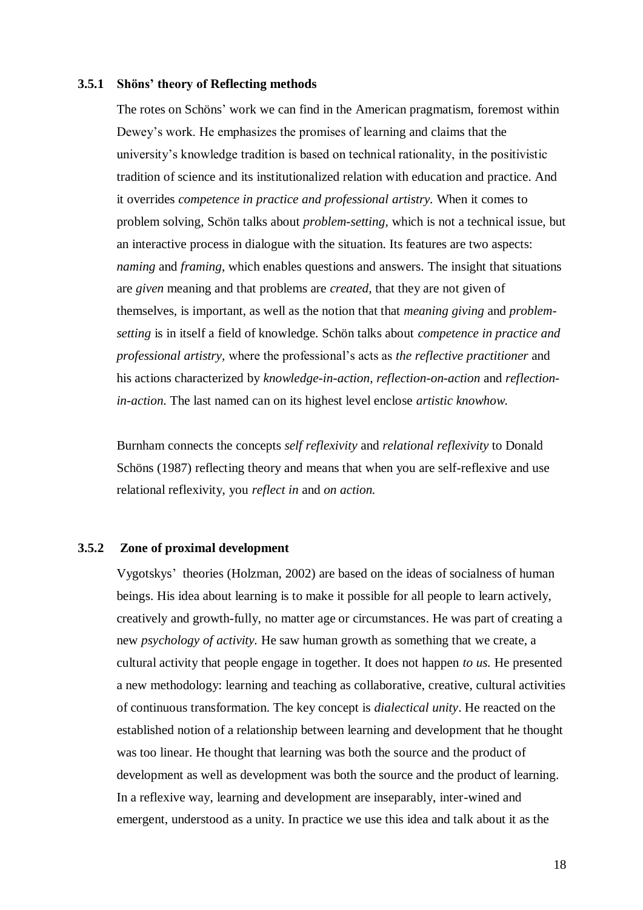### 3.5.1 Shöns' theory of Reflecting methods

The rotes on Schöns' work we can find in the American pragmatism, foremost within Dewey's work. He emphasizes the promises of learning and claims that the university's knowledge tradition is based on technical rationality, in the positivistic tradition of science and its institutionalized relation with education and practice. And it overrides *competence in practice and professional artistry.* When it comes to problem solving, Schön talks about *problem-setting,* which is not a technical issue, but an interactive process in dialogue with the situation. Its features are two aspects: *naming* and *framing*, which enables questions and answers. The insight that situations are *given* meaning and that problems are *created,* that they are not given of themselves, is important, as well as the notion that that *meaning giving* and *problem-setting* is in itself a field of knowledge. Schön talks about *competence in practice and professional artistry,* where the professional's acts as *the reflective practitioner* and his actions characterized by *knowledge-in-action, reflection-on-action* and *reflection-in-action.* The last named can on its highest level enclose *artistic knowhow.*

Burnham connects the concepts *self reflexivity* and *relational reflexivity* to Donald Schöns (1987) reflecting theory and means that when you are self-reflexive and use relational reflexivity, you *reflect in* and *on action.*

### 3.5.2 Zone of proximal development

Vygotskys' theories (Holzman, 2002) are based on the ideas of socialness of human beings. His idea about learning is to make it possible for all people to learn actively, creatively and growth-fully, no matter age or circumstances. He was part of creating a new *psychology of activity.* He saw human growth as something that we create, a cultural activity that people engage in together. It does not happen *to us.* He presented a new methodology: learning and teaching as collaborative, creative, cultural activities of continuous transformation. The key concept is *dialectical unity*. He reacted on the established notion of a relationship between learning and development that he thought was too linear. He thought that learning was both the source and the product of development as well as development was both the source and the product of learning. In a reflexive way, learning and development are inseparably, inter-wined and emergent, understood as a unity. In practice we use this idea and talk about it as the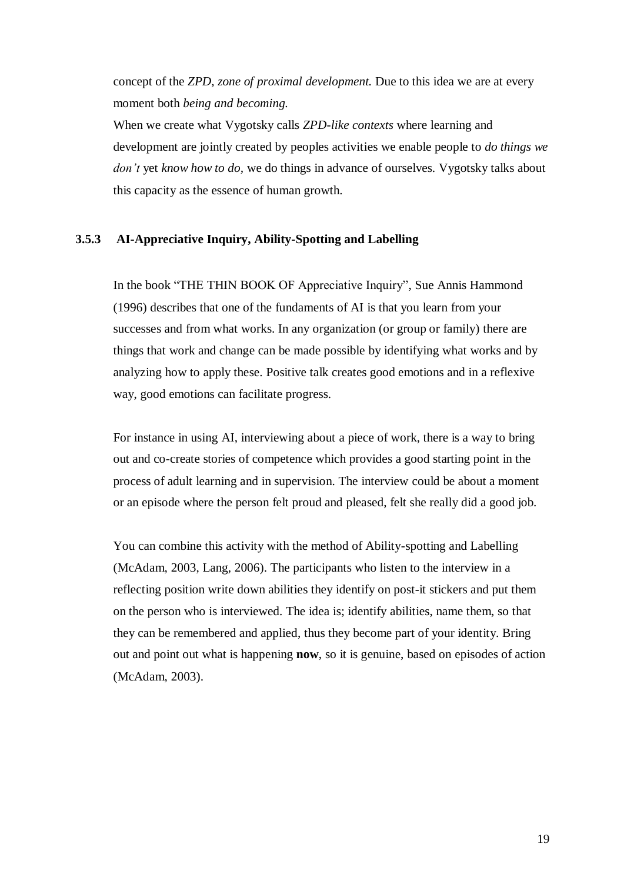concept of the *ZPD, zone of proximal development.* Due to this idea we are at every moment both *being and becoming.*

When we create what Vygotsky calls *ZPD-like contexts* where learning and development are jointly created by peoples activities we enable people to *do things we don't* yet *know how to do*, we do things in advance of ourselves. Vygotsky talks about this capacity as the essence of human growth.

### 3.5.3 AI-Appreciative Inquiry, Ability-Spotting and Labelling

In the book "THE THIN BOOK OF Appreciative Inquiry", Sue Annis Hammond (1996) describes that one of the fundaments of AI is that you learn from your successes and from what works. In any organization (or group or family) there are things that work and change can be made possible by identifying what works and by analyzing how to apply these. Positive talk creates good emotions and in a reflexive way, good emotions can facilitate progress.

For instance in using AI, interviewing about a piece of work, there is a way to bring out and co-create stories of competence which provides a good starting point in the process of adult learning and in supervision. The interview could be about a moment or an episode where the person felt proud and pleased, felt she really did a good job.

You can combine this activity with the method of Ability-spotting and Labelling (McAdam, 2003, Lang, 2006). The participants who listen to the interview in a reflecting position write down abilities they identify on post-it stickers and put them on the person who is interviewed. The idea is; identify abilities, name them, so that they can be remembered and applied, thus they become part of your identity. Bring out and point out what is happening **now**, so it is genuine, based on episodes of action (McAdam, 2003).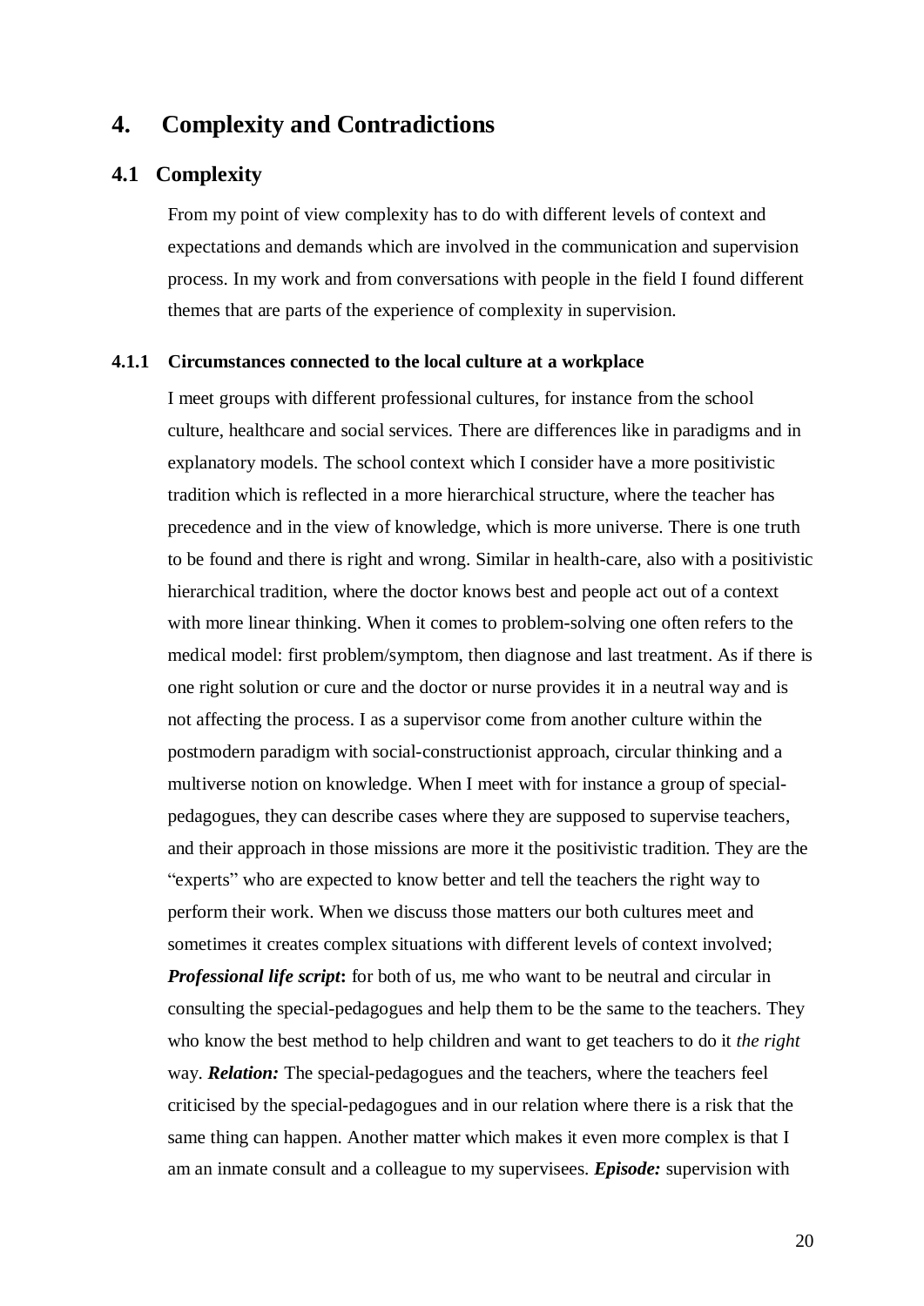# 4. Complexity and Contradictions

## 4.1 Complexity

From my point of view complexity has to do with different levels of context and expectations and demands which are involved in the communication and supervision process. In my work and from conversations with people in the field I found different themes that are parts of the experience of complexity in supervision.

### 4.1.1 Circumstances connected to the local culture at a workplace

I meet groups with different professional cultures, for instance from the school culture, healthcare and social services. There are differences like in paradigms and in explanatory models. The school context which I consider have a more positivistic tradition which is reflected in a more hierarchical structure, where the teacher has precedence and in the view of knowledge, which is more universe. There is one truth to be found and there is right and wrong. Similar in health-care, also with a positivistic hierarchical tradition, where the doctor knows best and people act out of a context with more linear thinking. When it comes to problem-solving one often refers to the medical model: first problem/symptom, then diagnose and last treatment. As if there is one right solution or cure and the doctor or nurse provides it in a neutral way and is not affecting the process. I as a supervisor come from another culture within the postmodern paradigm with social-constructionist approach, circular thinking and a multiverse notion on knowledge. When I meet with for instance a group of special-pedagogues, they can describe cases where they are supposed to supervise teachers, and their approach in those missions are more it the positivistic tradition. They are the "experts" who are expected to know better and tell the teachers the right way to perform their work. When we discuss those matters our both cultures meet and sometimes it creates complex situations with different levels of context involved; ***Professional life script*:** for both of us, me who want to be neutral and circular in consulting the special-pedagogues and help them to be the same to the teachers. They who know the best method to help children and want to get teachers to do it *the right* way. ***Relation:*** The special-pedagogues and the teachers, where the teachers feel criticised by the special-pedagogues and in our relation where there is a risk that the same thing can happen. Another matter which makes it even more complex is that I am an inmate consult and a colleague to my supervisees. ***Episode:*** supervision with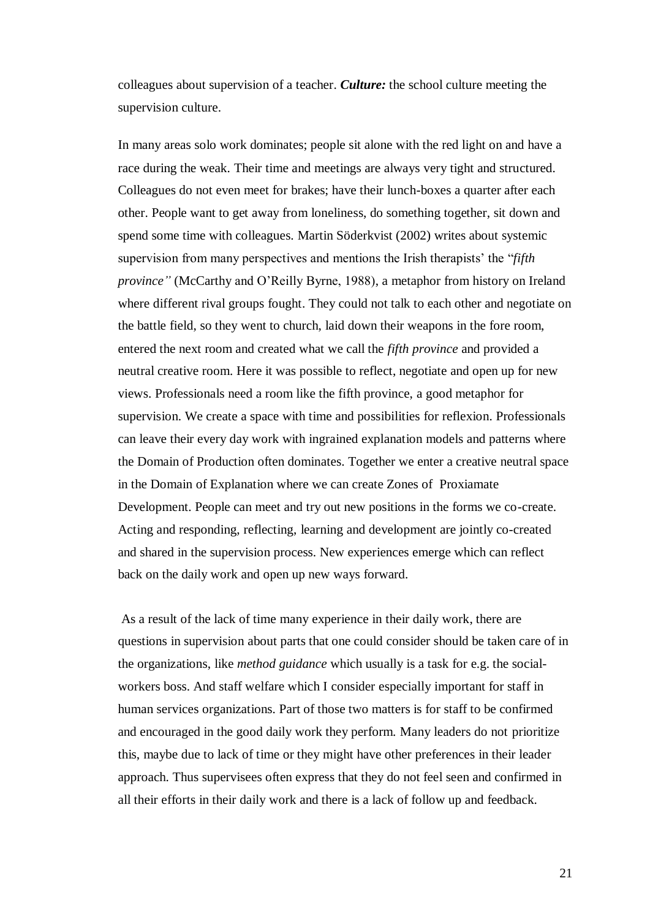colleagues about supervision of a teacher. ***Culture:*** the school culture meeting the supervision culture.

In many areas solo work dominates; people sit alone with the red light on and have a race during the weak. Their time and meetings are always very tight and structured. Colleagues do not even meet for brakes; have their lunch-boxes a quarter after each other. People want to get away from loneliness, do something together, sit down and spend some time with colleagues. Martin Söderkvist (2002) writes about systemic supervision from many perspectives and mentions the Irish therapists' the "*fifth province"* (McCarthy and O'Reilly Byrne, 1988), a metaphor from history on Ireland where different rival groups fought. They could not talk to each other and negotiate on the battle field, so they went to church, laid down their weapons in the fore room, entered the next room and created what we call the *fifth province* and provided a neutral creative room. Here it was possible to reflect, negotiate and open up for new views. Professionals need a room like the fifth province, a good metaphor for supervision. We create a space with time and possibilities for reflexion. Professionals can leave their every day work with ingrained explanation models and patterns where the Domain of Production often dominates. Together we enter a creative neutral space in the Domain of Explanation where we can create Zones of Proxiamate Development. People can meet and try out new positions in the forms we co-create. Acting and responding, reflecting, learning and development are jointly co-created and shared in the supervision process. New experiences emerge which can reflect back on the daily work and open up new ways forward.

As a result of the lack of time many experience in their daily work, there are questions in supervision about parts that one could consider should be taken care of in the organizations, like *method guidance* which usually is a task for e.g. the social-workers boss. And staff welfare which I consider especially important for staff in human services organizations. Part of those two matters is for staff to be confirmed and encouraged in the good daily work they perform. Many leaders do not prioritize this, maybe due to lack of time or they might have other preferences in their leader approach. Thus supervisees often express that they do not feel seen and confirmed in all their efforts in their daily work and there is a lack of follow up and feedback.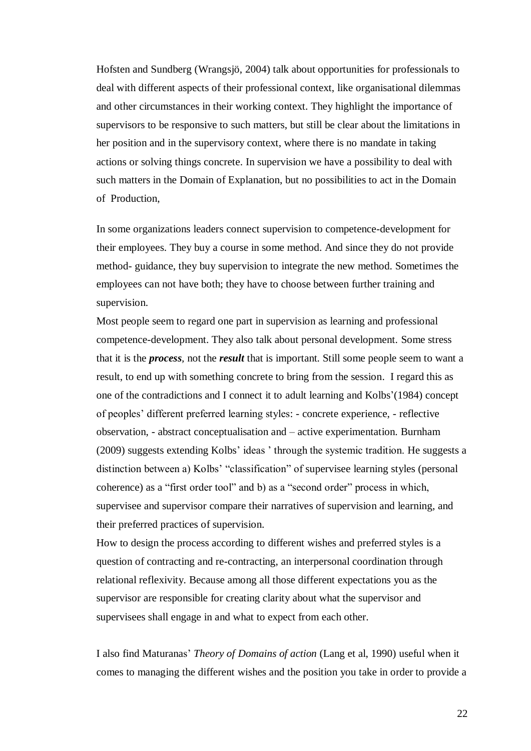Hofsten and Sundberg (Wrangsjö, 2004) talk about opportunities for professionals to deal with different aspects of their professional context, like organisational dilemmas and other circumstances in their working context. They highlight the importance of supervisors to be responsive to such matters, but still be clear about the limitations in her position and in the supervisory context, where there is no mandate in taking actions or solving things concrete. In supervision we have a possibility to deal with such matters in the Domain of Explanation, but no possibilities to act in the Domain of Production,

In some organizations leaders connect supervision to competence-development for their employees. They buy a course in some method. And since they do not provide method- guidance, they buy supervision to integrate the new method. Sometimes the employees can not have both; they have to choose between further training and supervision.

Most people seem to regard one part in supervision as learning and professional competence-development. They also talk about personal development. Some stress that it is the ***process***, not the ***result*** that is important. Still some people seem to want a result, to end up with something concrete to bring from the session. I regard this as one of the contradictions and I connect it to adult learning and Kolbs'(1984) concept of peoples' different preferred learning styles: - concrete experience, - reflective observation, - abstract conceptualisation and – active experimentation. Burnham (2009) suggests extending Kolbs' ideas ' through the systemic tradition. He suggests a distinction between a) Kolbs' "classification" of supervisee learning styles (personal coherence) as a "first order tool" and b) as a "second order" process in which, supervisee and supervisor compare their narratives of supervision and learning, and their preferred practices of supervision.

How to design the process according to different wishes and preferred styles is a question of contracting and re-contracting, an interpersonal coordination through relational reflexivity. Because among all those different expectations you as the supervisor are responsible for creating clarity about what the supervisor and supervisees shall engage in and what to expect from each other.

I also find Maturanas' *Theory of Domains of action* (Lang et al, 1990) useful when it comes to managing the different wishes and the position you take in order to provide a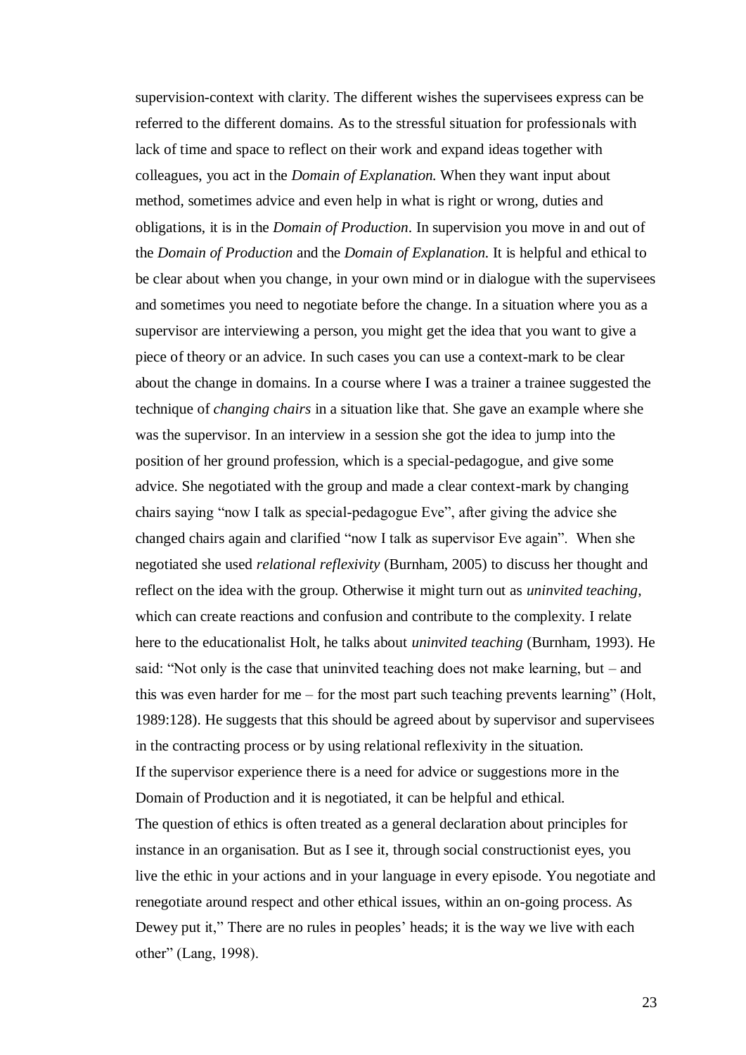supervision-context with clarity. The different wishes the supervisees express can be referred to the different domains. As to the stressful situation for professionals with lack of time and space to reflect on their work and expand ideas together with colleagues, you act in the *Domain of Explanation.* When they want input about method, sometimes advice and even help in what is right or wrong, duties and obligations, it is in the *Domain of Production*. In supervision you move in and out of the *Domain of Production* and the *Domain of Explanation.* It is helpful and ethical to be clear about when you change, in your own mind or in dialogue with the supervisees and sometimes you need to negotiate before the change. In a situation where you as a supervisor are interviewing a person, you might get the idea that you want to give a piece of theory or an advice. In such cases you can use a context-mark to be clear about the change in domains. In a course where I was a trainer a trainee suggested the technique of *changing chairs* in a situation like that. She gave an example where she was the supervisor. In an interview in a session she got the idea to jump into the position of her ground profession, which is a special-pedagogue, and give some advice. She negotiated with the group and made a clear context-mark by changing chairs saying "now I talk as special-pedagogue Eve", after giving the advice she changed chairs again and clarified "now I talk as supervisor Eve again". When she negotiated she used *relational reflexivity* (Burnham, 2005) to discuss her thought and reflect on the idea with the group. Otherwise it might turn out as *uninvited teaching*, which can create reactions and confusion and contribute to the complexity. I relate here to the educationalist Holt, he talks about *uninvited teaching* (Burnham, 1993). He said: "Not only is the case that uninvited teaching does not make learning, but – and this was even harder for me – for the most part such teaching prevents learning" (Holt, 1989:128). He suggests that this should be agreed about by supervisor and supervisees in the contracting process or by using relational reflexivity in the situation.

If the supervisor experience there is a need for advice or suggestions more in the Domain of Production and it is negotiated, it can be helpful and ethical.

The question of ethics is often treated as a general declaration about principles for instance in an organisation. But as I see it, through social constructionist eyes, you live the ethic in your actions and in your language in every episode. You negotiate and renegotiate around respect and other ethical issues, within an on-going process. As Dewey put it," There are no rules in peoples' heads; it is the way we live with each other" (Lang, 1998).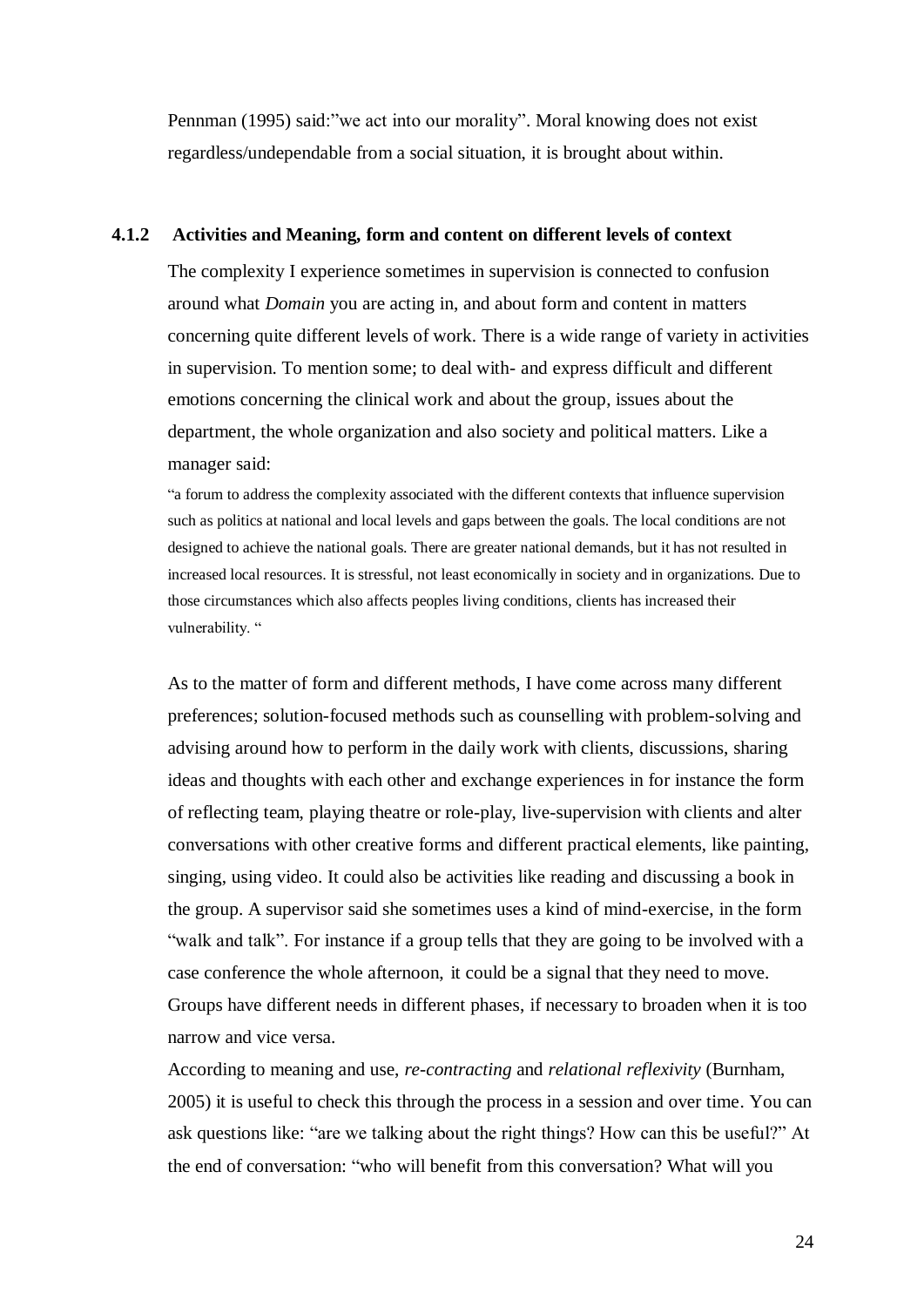Pennman (1995) said:"we act into our morality". Moral knowing does not exist regardless/undependable from a social situation, it is brought about within.

### 4.1.2 Activities and Meaning, form and content on different levels of context

The complexity I experience sometimes in supervision is connected to confusion around what *Domain* you are acting in, and about form and content in matters concerning quite different levels of work. There is a wide range of variety in activities in supervision. To mention some; to deal with- and express difficult and different emotions concerning the clinical work and about the group, issues about the department, the whole organization and also society and political matters. Like a manager said:

> "a forum to address the complexity associated with the different contexts that influence supervision such as politics at national and local levels and gaps between the goals. The local conditions are not designed to achieve the national goals. There are greater national demands, but it has not resulted in increased local resources. It is stressful, not least economically in society and in organizations. Due to those circumstances which also affects peoples living conditions, clients has increased their vulnerability. "

As to the matter of form and different methods, I have come across many different preferences; solution-focused methods such as counselling with problem-solving and advising around how to perform in the daily work with clients, discussions, sharing ideas and thoughts with each other and exchange experiences in for instance the form of reflecting team, playing theatre or role-play, live-supervision with clients and alter conversations with other creative forms and different practical elements, like painting, singing, using video. It could also be activities like reading and discussing a book in the group. A supervisor said she sometimes uses a kind of mind-exercise, in the form "walk and talk". For instance if a group tells that they are going to be involved with a case conference the whole afternoon, it could be a signal that they need to move. Groups have different needs in different phases, if necessary to broaden when it is too narrow and vice versa.

According to meaning and use, *re-contracting* and *relational reflexivity* (Burnham, 2005) it is useful to check this through the process in a session and over time. You can ask questions like: "are we talking about the right things? How can this be useful?" At the end of conversation: "who will benefit from this conversation? What will you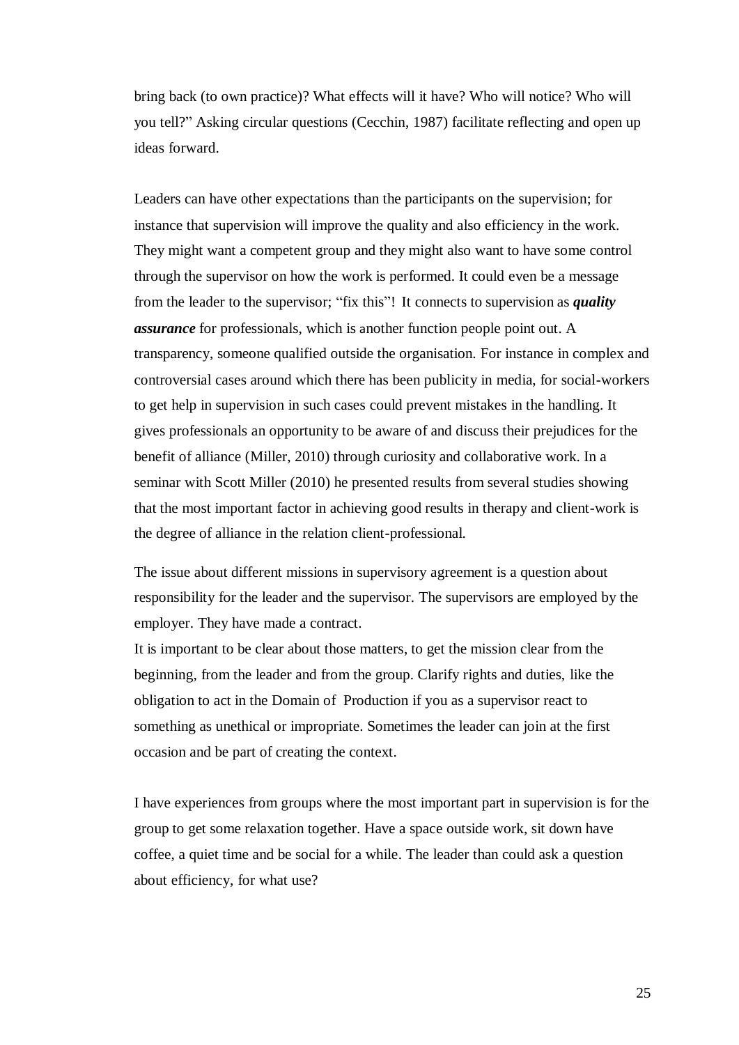bring back (to own practice)? What effects will it have? Who will notice? Who will you tell?" Asking circular questions (Cecchin, 1987) facilitate reflecting and open up ideas forward.

Leaders can have other expectations than the participants on the supervision; for instance that supervision will improve the quality and also efficiency in the work. They might want a competent group and they might also want to have some control through the supervisor on how the work is performed. It could even be a message from the leader to the supervisor; "fix this"! It connects to supervision as ***quality assurance*** for professionals, which is another function people point out. A transparency, someone qualified outside the organisation. For instance in complex and controversial cases around which there has been publicity in media, for social-workers to get help in supervision in such cases could prevent mistakes in the handling. It gives professionals an opportunity to be aware of and discuss their prejudices for the benefit of alliance (Miller, 2010) through curiosity and collaborative work. In a seminar with Scott Miller (2010) he presented results from several studies showing that the most important factor in achieving good results in therapy and client-work is the degree of alliance in the relation client-professional.

The issue about different missions in supervisory agreement is a question about responsibility for the leader and the supervisor. The supervisors are employed by the employer. They have made a contract.
It is important to be clear about those matters, to get the mission clear from the beginning, from the leader and from the group. Clarify rights and duties, like the obligation to act in the Domain of Production if you as a supervisor react to something as unethical or impropriate. Sometimes the leader can join at the first occasion and be part of creating the context.

I have experiences from groups where the most important part in supervision is for the group to get some relaxation together. Have a space outside work, sit down have coffee, a quiet time and be social for a while. The leader than could ask a question about efficiency, for what use?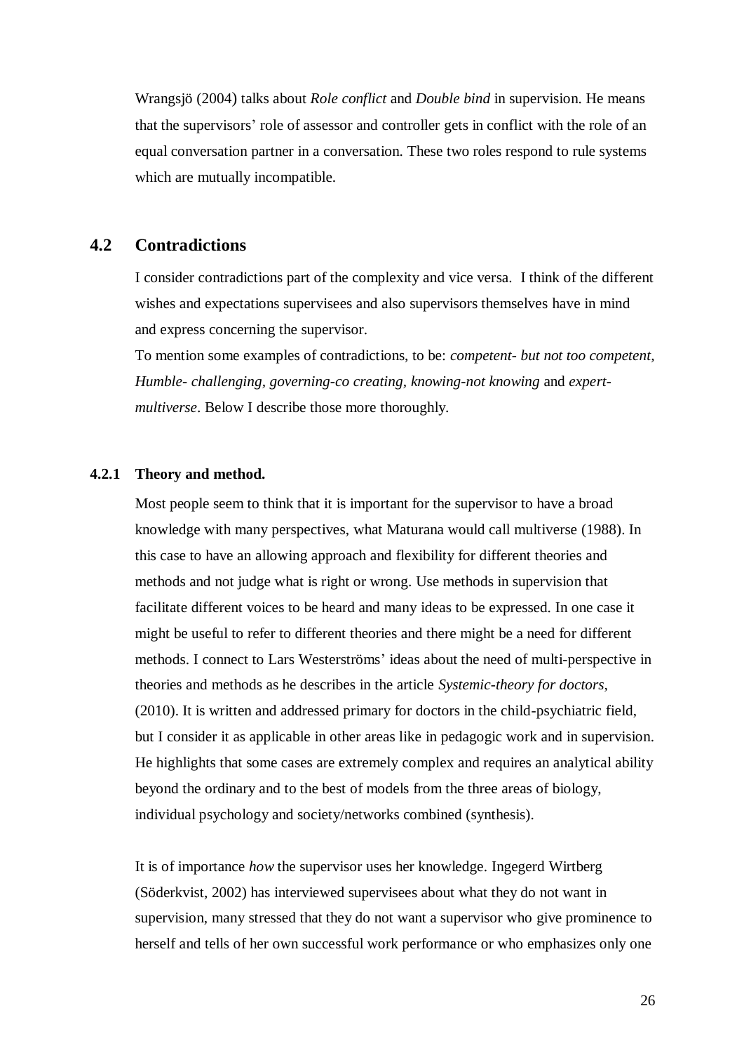Wrangsjö (2004) talks about *Role conflict* and *Double bind* in supervision. He means that the supervisors' role of assessor and controller gets in conflict with the role of an equal conversation partner in a conversation. These two roles respond to rule systems which are mutually incompatible.

## 4.2 Contradictions

I consider contradictions part of the complexity and vice versa. I think of the different wishes and expectations supervisees and also supervisors themselves have in mind and express concerning the supervisor.
To mention some examples of contradictions, to be: *competent- but not too competent, Humble- challenging, governing-co creating, knowing-not knowing* and *expert-multiverse*. Below I describe those more thoroughly.

### 4.2.1 Theory and method.

Most people seem to think that it is important for the supervisor to have a broad knowledge with many perspectives, what Maturana would call multiverse (1988). In this case to have an allowing approach and flexibility for different theories and methods and not judge what is right or wrong. Use methods in supervision that facilitate different voices to be heard and many ideas to be expressed. In one case it might be useful to refer to different theories and there might be a need for different methods. I connect to Lars Westerströms' ideas about the need of multi-perspective in theories and methods as he describes in the article *Systemic-theory for doctors,* (2010). It is written and addressed primary for doctors in the child-psychiatric field, but I consider it as applicable in other areas like in pedagogic work and in supervision. He highlights that some cases are extremely complex and requires an analytical ability beyond the ordinary and to the best of models from the three areas of biology, individual psychology and society/networks combined (synthesis).

It is of importance *how* the supervisor uses her knowledge. Ingegerd Wirtberg (Söderkvist, 2002) has interviewed supervisees about what they do not want in supervision, many stressed that they do not want a supervisor who give prominence to herself and tells of her own successful work performance or who emphasizes only one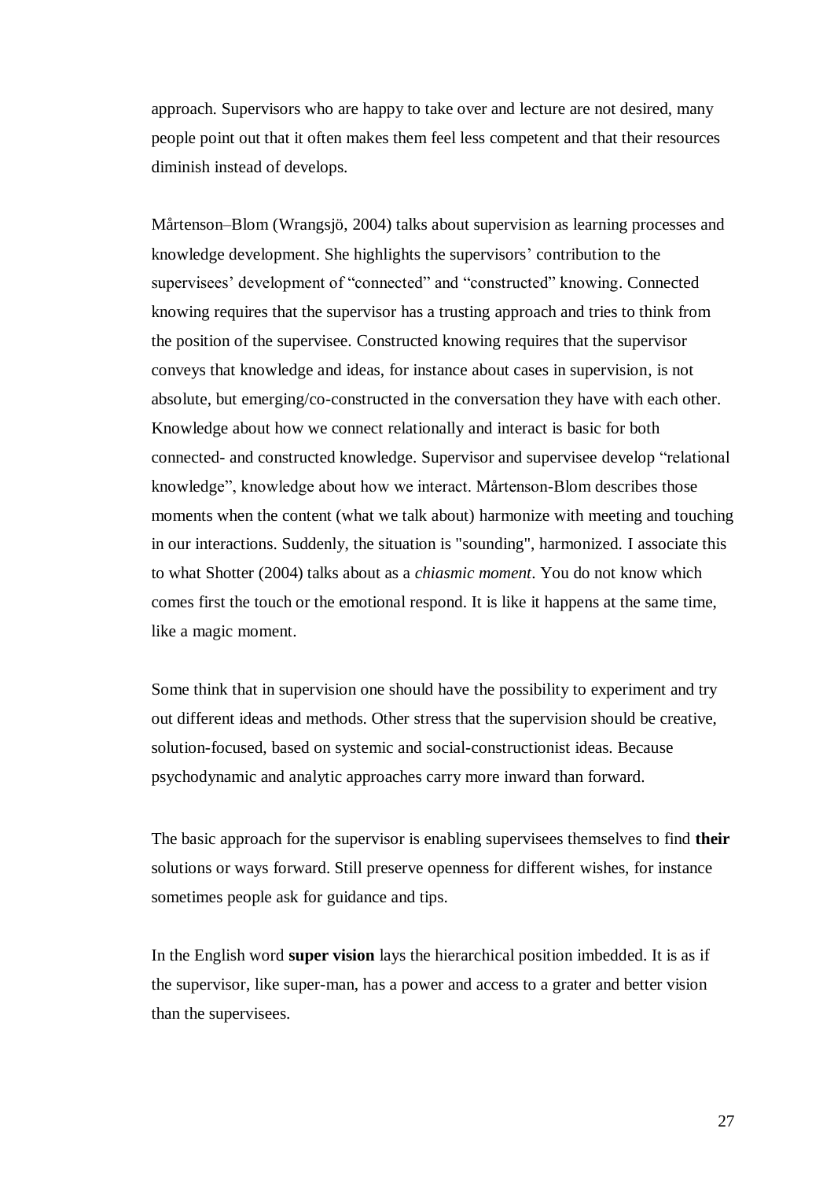approach. Supervisors who are happy to take over and lecture are not desired, many people point out that it often makes them feel less competent and that their resources diminish instead of develops.

Mårtenson–Blom (Wrangsjö, 2004) talks about supervision as learning processes and knowledge development. She highlights the supervisors' contribution to the supervisees' development of "connected" and "constructed" knowing. Connected knowing requires that the supervisor has a trusting approach and tries to think from the position of the supervisee. Constructed knowing requires that the supervisor conveys that knowledge and ideas, for instance about cases in supervision, is not absolute, but emerging/co-constructed in the conversation they have with each other. Knowledge about how we connect relationally and interact is basic for both connected- and constructed knowledge. Supervisor and supervisee develop "relational knowledge", knowledge about how we interact. Mårtenson-Blom describes those moments when the content (what we talk about) harmonize with meeting and touching in our interactions. Suddenly, the situation is "sounding", harmonized. I associate this to what Shotter (2004) talks about as a *chiasmic moment*. You do not know which comes first the touch or the emotional respond. It is like it happens at the same time, like a magic moment.

Some think that in supervision one should have the possibility to experiment and try out different ideas and methods. Other stress that the supervision should be creative, solution-focused, based on systemic and social-constructionist ideas. Because psychodynamic and analytic approaches carry more inward than forward.

The basic approach for the supervisor is enabling supervisees themselves to find **their** solutions or ways forward. Still preserve openness for different wishes, for instance sometimes people ask for guidance and tips.

In the English word **super vision** lays the hierarchical position imbedded. It is as if the supervisor, like super-man, has a power and access to a grater and better vision than the supervisees.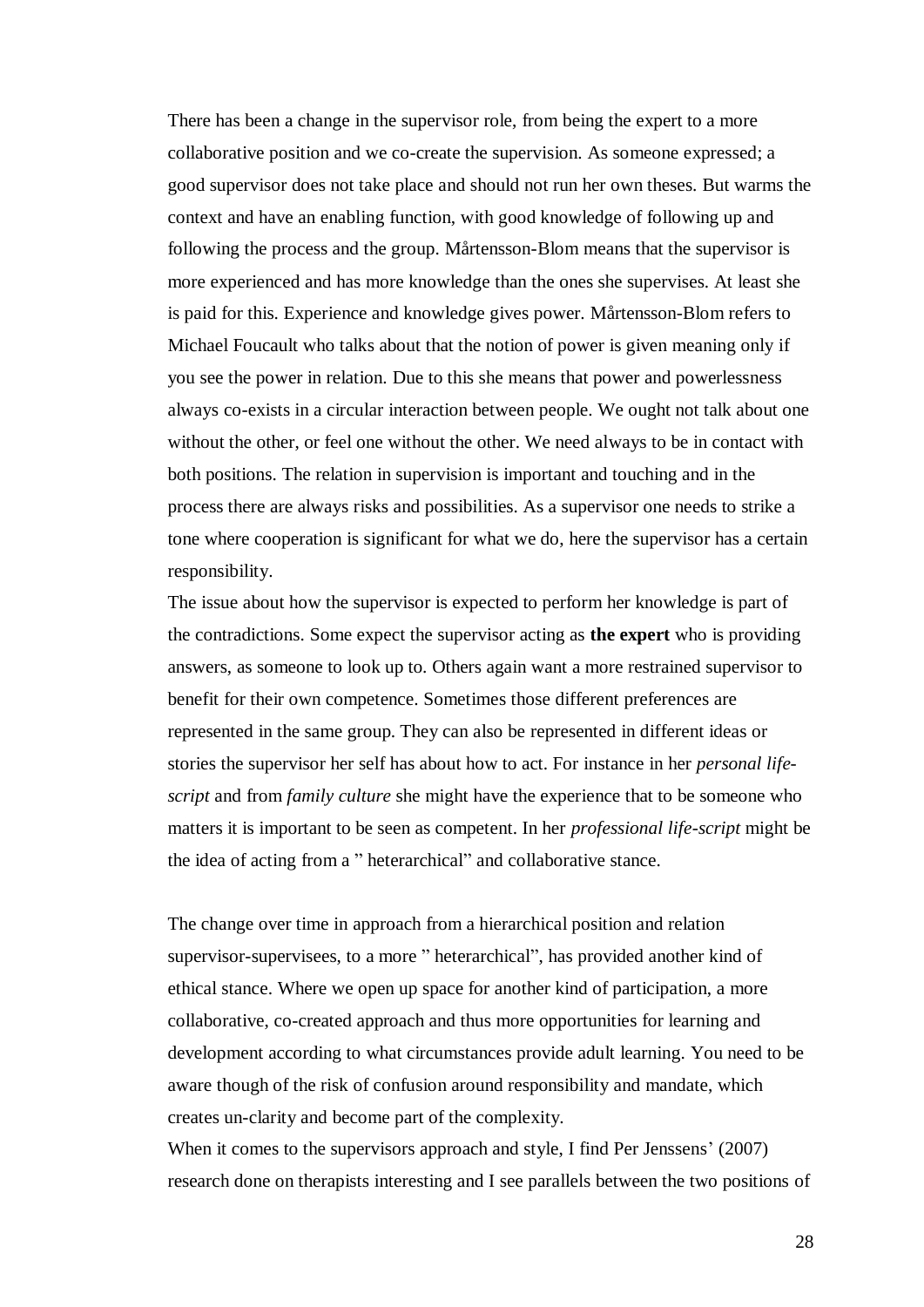There has been a change in the supervisor role, from being the expert to a more collaborative position and we co-create the supervision. As someone expressed; a good supervisor does not take place and should not run her own theses. But warms the context and have an enabling function, with good knowledge of following up and following the process and the group. Mårtensson-Blom means that the supervisor is more experienced and has more knowledge than the ones she supervises. At least she is paid for this. Experience and knowledge gives power. Mårtensson-Blom refers to Michael Foucault who talks about that the notion of power is given meaning only if you see the power in relation. Due to this she means that power and powerlessness always co-exists in a circular interaction between people. We ought not talk about one without the other, or feel one without the other. We need always to be in contact with both positions. The relation in supervision is important and touching and in the process there are always risks and possibilities. As a supervisor one needs to strike a tone where cooperation is significant for what we do, here the supervisor has a certain responsibility.

The issue about how the supervisor is expected to perform her knowledge is part of the contradictions. Some expect the supervisor acting as **the expert** who is providing answers, as someone to look up to. Others again want a more restrained supervisor to benefit for their own competence. Sometimes those different preferences are represented in the same group. They can also be represented in different ideas or stories the supervisor her self has about how to act. For instance in her *personal life-script* and from *family culture* she might have the experience that to be someone who matters it is important to be seen as competent. In her *professional life-script* might be the idea of acting from a " heterarchical" and collaborative stance.

The change over time in approach from a hierarchical position and relation supervisor-supervisees, to a more " heterarchical", has provided another kind of ethical stance. Where we open up space for another kind of participation, a more collaborative, co-created approach and thus more opportunities for learning and development according to what circumstances provide adult learning. You need to be aware though of the risk of confusion around responsibility and mandate, which creates un-clarity and become part of the complexity.

When it comes to the supervisors approach and style, I find Per Jenssens' (2007) research done on therapists interesting and I see parallels between the two positions of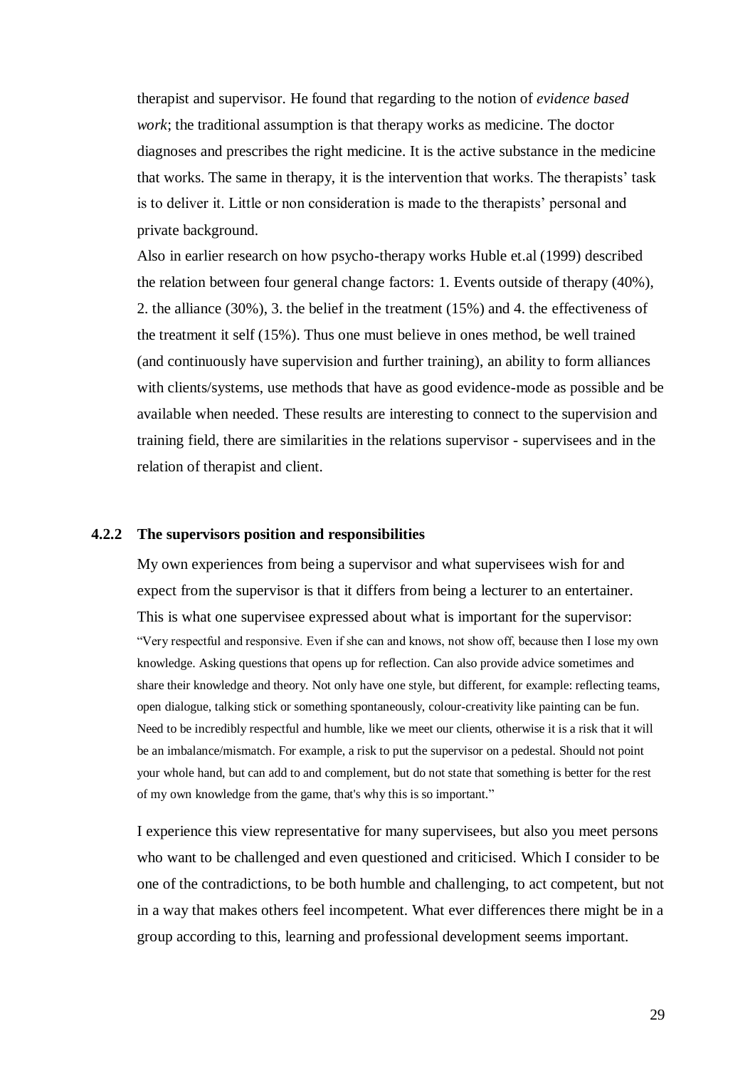therapist and supervisor. He found that regarding to the notion of *evidence based work*; the traditional assumption is that therapy works as medicine. The doctor diagnoses and prescribes the right medicine. It is the active substance in the medicine that works. The same in therapy, it is the intervention that works. The therapists' task is to deliver it. Little or non consideration is made to the therapists' personal and private background.

Also in earlier research on how psycho-therapy works Huble et.al (1999) described the relation between four general change factors: 1. Events outside of therapy (40%), 2. the alliance (30%), 3. the belief in the treatment (15%) and 4. the effectiveness of the treatment it self (15%). Thus one must believe in ones method, be well trained (and continuously have supervision and further training), an ability to form alliances with clients/systems, use methods that have as good evidence-mode as possible and be available when needed. These results are interesting to connect to the supervision and training field, there are similarities in the relations supervisor - supervisees and in the relation of therapist and client.

### 4.2.2 The supervisors position and responsibilities

My own experiences from being a supervisor and what supervisees wish for and expect from the supervisor is that it differs from being a lecturer to an entertainer. This is what one supervisee expressed about what is important for the supervisor:

"Very respectful and responsive. Even if she can and knows, not show off, because then I lose my own knowledge. Asking questions that opens up for reflection. Can also provide advice sometimes and share their knowledge and theory. Not only have one style, but different, for example: reflecting teams, open dialogue, talking stick or something spontaneously, colour-creativity like painting can be fun. Need to be incredibly respectful and humble, like we meet our clients, otherwise it is a risk that it will be an imbalance/mismatch. For example, a risk to put the supervisor on a pedestal. Should not point your whole hand, but can add to and complement, but do not state that something is better for the rest of my own knowledge from the game, that's why this is so important."

I experience this view representative for many supervisees, but also you meet persons who want to be challenged and even questioned and criticised. Which I consider to be one of the contradictions, to be both humble and challenging, to act competent, but not in a way that makes others feel incompetent. What ever differences there might be in a group according to this, learning and professional development seems important.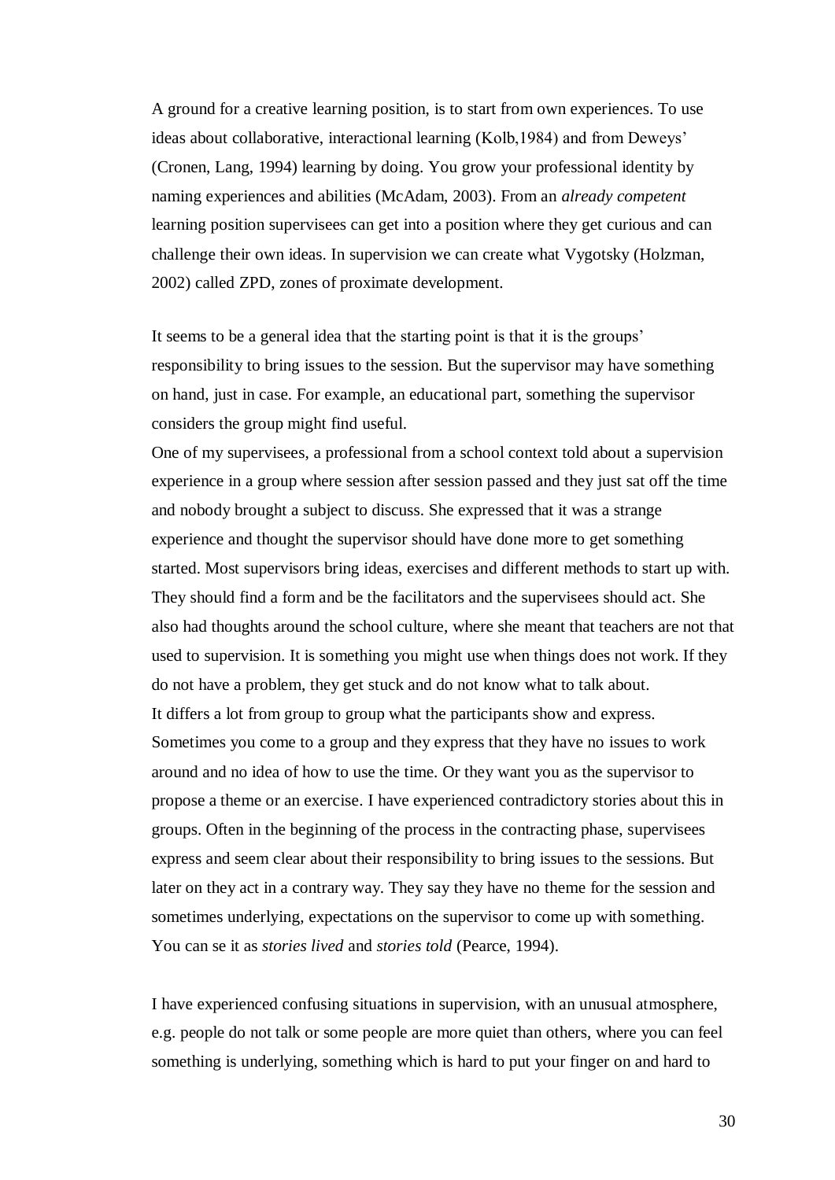A ground for a creative learning position, is to start from own experiences. To use ideas about collaborative, interactional learning (Kolb,1984) and from Deweys' (Cronen, Lang, 1994) learning by doing. You grow your professional identity by naming experiences and abilities (McAdam, 2003). From an *already competent* learning position supervisees can get into a position where they get curious and can challenge their own ideas. In supervision we can create what Vygotsky (Holzman, 2002) called ZPD, zones of proximate development.

It seems to be a general idea that the starting point is that it is the groups' responsibility to bring issues to the session. But the supervisor may have something on hand, just in case. For example, an educational part, something the supervisor considers the group might find useful.

One of my supervisees, a professional from a school context told about a supervision experience in a group where session after session passed and they just sat off the time and nobody brought a subject to discuss. She expressed that it was a strange experience and thought the supervisor should have done more to get something started. Most supervisors bring ideas, exercises and different methods to start up with. They should find a form and be the facilitators and the supervisees should act. She also had thoughts around the school culture, where she meant that teachers are not that used to supervision. It is something you might use when things does not work. If they do not have a problem, they get stuck and do not know what to talk about.

It differs a lot from group to group what the participants show and express. Sometimes you come to a group and they express that they have no issues to work around and no idea of how to use the time. Or they want you as the supervisor to propose a theme or an exercise. I have experienced contradictory stories about this in groups. Often in the beginning of the process in the contracting phase, supervisees express and seem clear about their responsibility to bring issues to the sessions. But later on they act in a contrary way. They say they have no theme for the session and sometimes underlying, expectations on the supervisor to come up with something. You can se it as *stories lived* and *stories told* (Pearce, 1994).

I have experienced confusing situations in supervision, with an unusual atmosphere, e.g. people do not talk or some people are more quiet than others, where you can feel something is underlying, something which is hard to put your finger on and hard to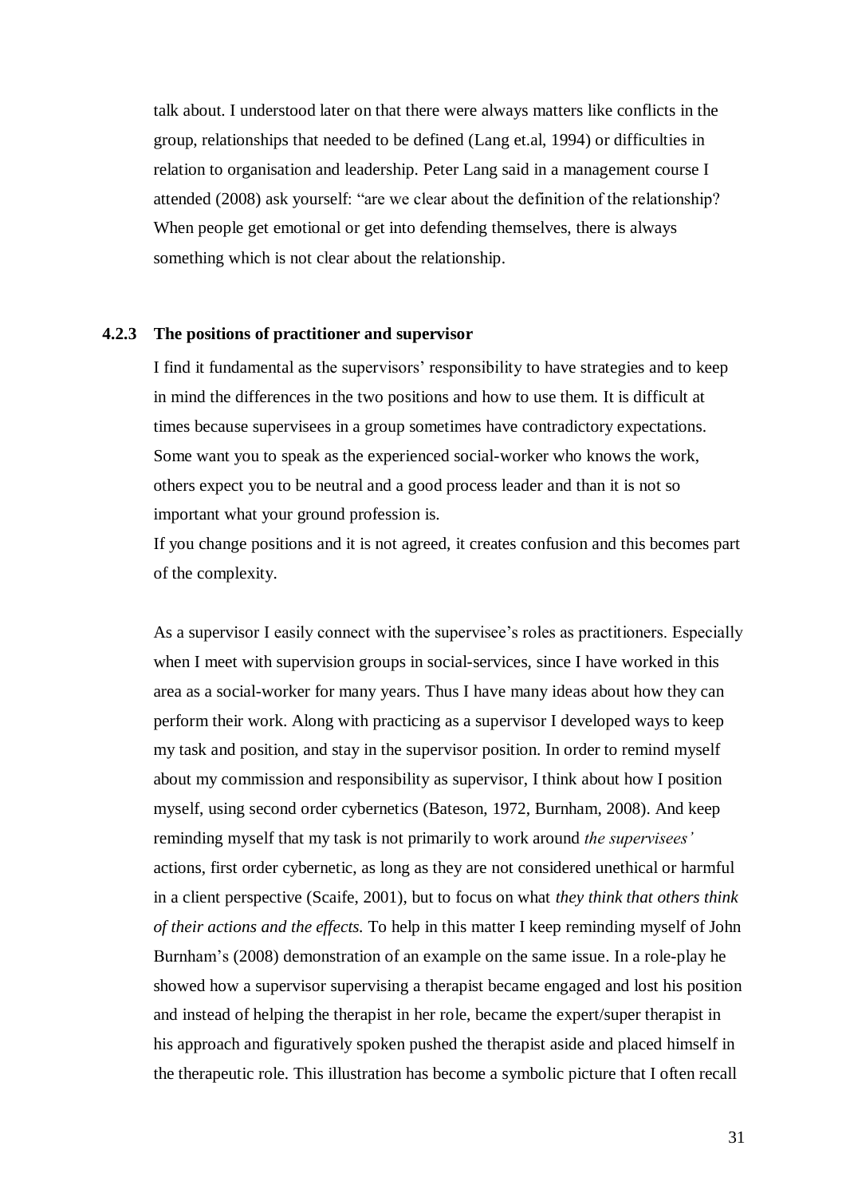talk about. I understood later on that there were always matters like conflicts in the group, relationships that needed to be defined (Lang et.al, 1994) or difficulties in relation to organisation and leadership. Peter Lang said in a management course I attended (2008) ask yourself: "are we clear about the definition of the relationship? When people get emotional or get into defending themselves, there is always something which is not clear about the relationship.

### 4.2.3 The positions of practitioner and supervisor

I find it fundamental as the supervisors' responsibility to have strategies and to keep in mind the differences in the two positions and how to use them. It is difficult at times because supervisees in a group sometimes have contradictory expectations. Some want you to speak as the experienced social-worker who knows the work, others expect you to be neutral and a good process leader and than it is not so important what your ground profession is.

If you change positions and it is not agreed, it creates confusion and this becomes part of the complexity.

As a supervisor I easily connect with the supervisee's roles as practitioners. Especially when I meet with supervision groups in social-services, since I have worked in this area as a social-worker for many years. Thus I have many ideas about how they can perform their work. Along with practicing as a supervisor I developed ways to keep my task and position, and stay in the supervisor position. In order to remind myself about my commission and responsibility as supervisor, I think about how I position myself, using second order cybernetics (Bateson, 1972, Burnham, 2008). And keep reminding myself that my task is not primarily to work around *the supervisees'* actions, first order cybernetic, as long as they are not considered unethical or harmful in a client perspective (Scaife, 2001), but to focus on what *they think that others think of their actions and the effects.* To help in this matter I keep reminding myself of John Burnham's (2008) demonstration of an example on the same issue. In a role-play he showed how a supervisor supervising a therapist became engaged and lost his position and instead of helping the therapist in her role, became the expert/super therapist in his approach and figuratively spoken pushed the therapist aside and placed himself in the therapeutic role. This illustration has become a symbolic picture that I often recall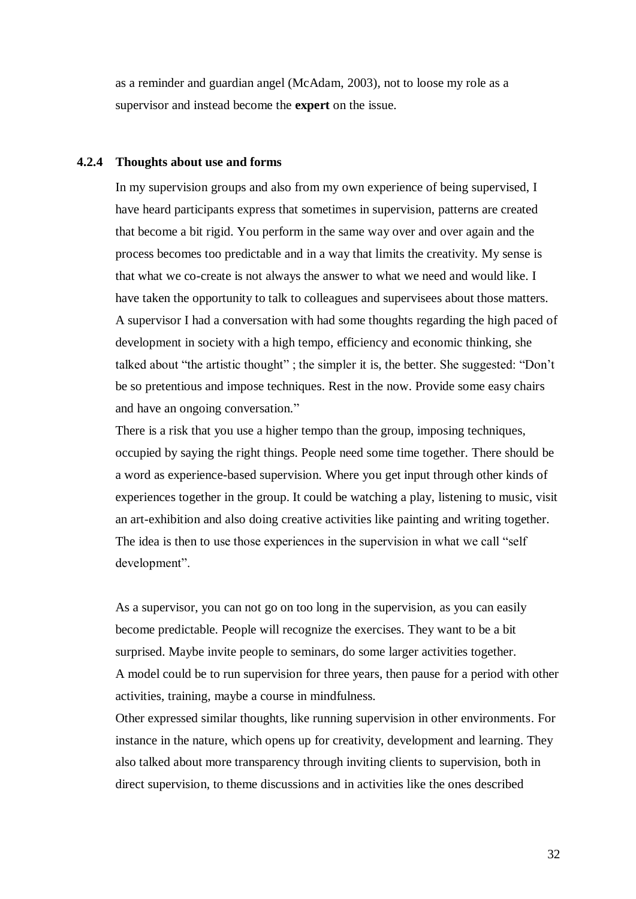as a reminder and guardian angel (McAdam, 2003), not to loose my role as a supervisor and instead become the **expert** on the issue.

### 4.2.4 Thoughts about use and forms

In my supervision groups and also from my own experience of being supervised, I have heard participants express that sometimes in supervision, patterns are created that become a bit rigid. You perform in the same way over and over again and the process becomes too predictable and in a way that limits the creativity. My sense is that what we co-create is not always the answer to what we need and would like. I have taken the opportunity to talk to colleagues and supervisees about those matters. A supervisor I had a conversation with had some thoughts regarding the high paced of development in society with a high tempo, efficiency and economic thinking, she talked about "the artistic thought" ; the simpler it is, the better. She suggested: "Don't be so pretentious and impose techniques. Rest in the now. Provide some easy chairs and have an ongoing conversation."

There is a risk that you use a higher tempo than the group, imposing techniques, occupied by saying the right things. People need some time together. There should be a word as experience-based supervision. Where you get input through other kinds of experiences together in the group. It could be watching a play, listening to music, visit an art-exhibition and also doing creative activities like painting and writing together. The idea is then to use those experiences in the supervision in what we call "self development".

As a supervisor, you can not go on too long in the supervision, as you can easily become predictable. People will recognize the exercises. They want to be a bit surprised. Maybe invite people to seminars, do some larger activities together.

A model could be to run supervision for three years, then pause for a period with other activities, training, maybe a course in mindfulness.

Other expressed similar thoughts, like running supervision in other environments. For instance in the nature, which opens up for creativity, development and learning. They also talked about more transparency through inviting clients to supervision, both in direct supervision, to theme discussions and in activities like the ones described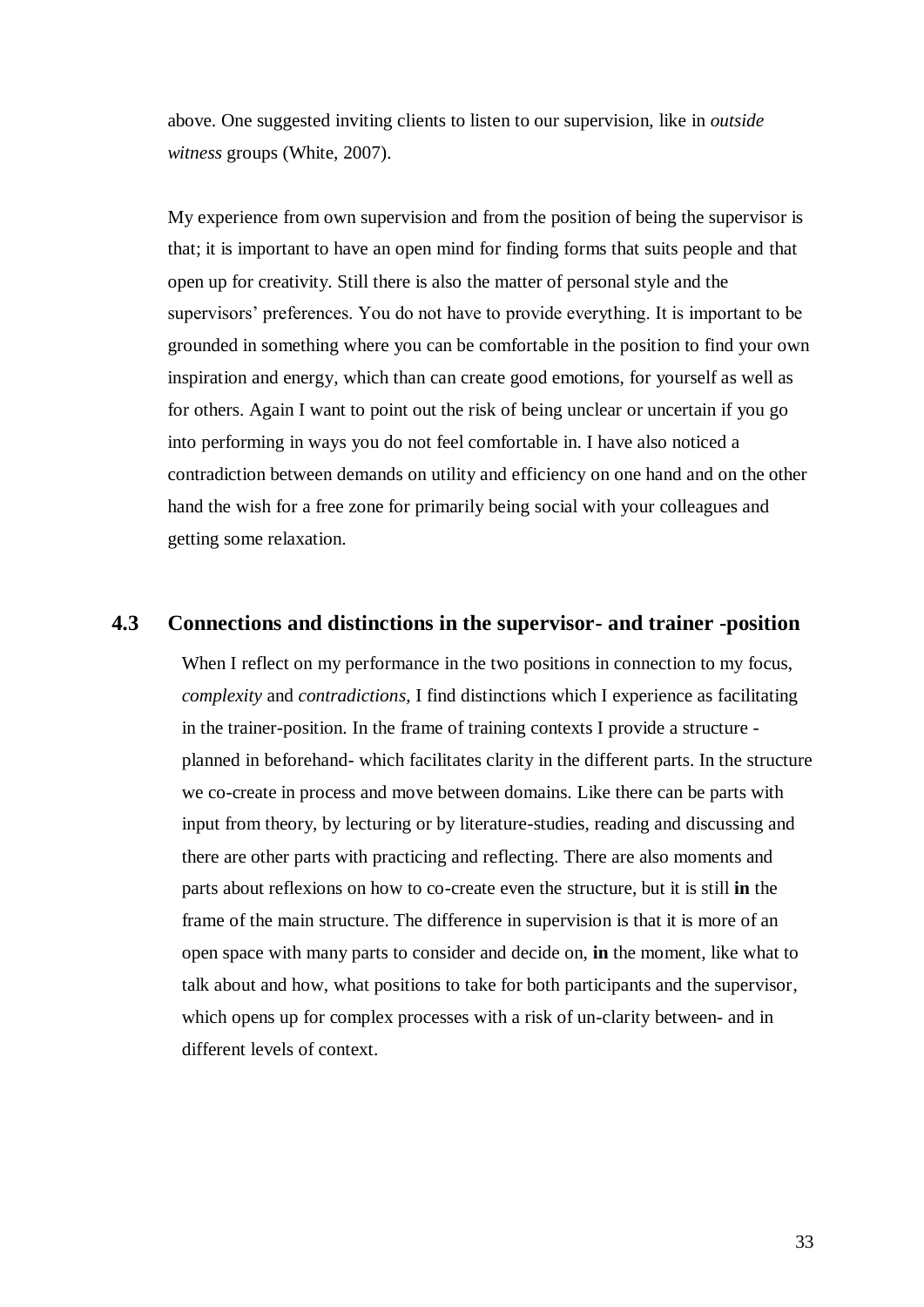above. One suggested inviting clients to listen to our supervision, like in *outside witness* groups (White, 2007).

My experience from own supervision and from the position of being the supervisor is that; it is important to have an open mind for finding forms that suits people and that open up for creativity. Still there is also the matter of personal style and the supervisors' preferences. You do not have to provide everything. It is important to be grounded in something where you can be comfortable in the position to find your own inspiration and energy, which than can create good emotions, for yourself as well as for others. Again I want to point out the risk of being unclear or uncertain if you go into performing in ways you do not feel comfortable in. I have also noticed a contradiction between demands on utility and efficiency on one hand and on the other hand the wish for a free zone for primarily being social with your colleagues and getting some relaxation.

## 4.3 Connections and distinctions in the supervisor- and trainer -position

When I reflect on my performance in the two positions in connection to my focus, *complexity* and *contradictions*, I find distinctions which I experience as facilitating in the trainer-position. In the frame of training contexts I provide a structure - planned in beforehand- which facilitates clarity in the different parts. In the structure we co-create in process and move between domains. Like there can be parts with input from theory, by lecturing or by literature-studies, reading and discussing and there are other parts with practicing and reflecting. There are also moments and parts about reflexions on how to co-create even the structure, but it is still **in** the frame of the main structure. The difference in supervision is that it is more of an open space with many parts to consider and decide on, **in** the moment, like what to talk about and how, what positions to take for both participants and the supervisor, which opens up for complex processes with a risk of un-clarity between- and in different levels of context.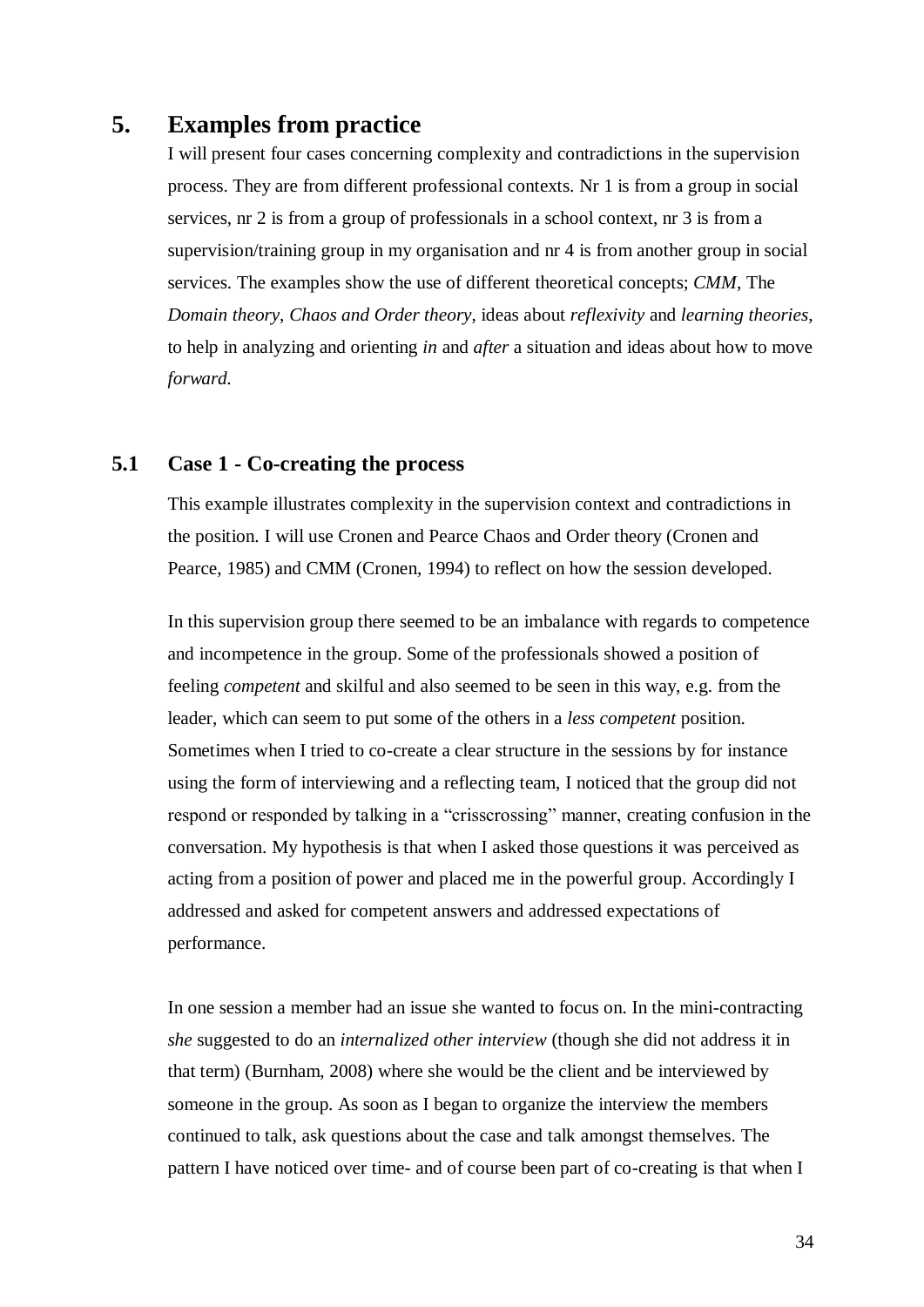## 5. Examples from practice

I will present four cases concerning complexity and contradictions in the supervision process. They are from different professional contexts. Nr 1 is from a group in social services, nr 2 is from a group of professionals in a school context, nr 3 is from a supervision/training group in my organisation and nr 4 is from another group in social services. The examples show the use of different theoretical concepts; *CMM*, The *Domain theory*, *Chaos and Order theory*, ideas about *reflexivity* and *learning theories*, to help in analyzing and orienting *in* and *after* a situation and ideas about how to move *forward*.

### 5.1 Case 1 - Co-creating the process

This example illustrates complexity in the supervision context and contradictions in the position. I will use Cronen and Pearce Chaos and Order theory (Cronen and Pearce, 1985) and CMM (Cronen, 1994) to reflect on how the session developed.

In this supervision group there seemed to be an imbalance with regards to competence and incompetence in the group. Some of the professionals showed a position of feeling *competent* and skilful and also seemed to be seen in this way, e.g. from the leader, which can seem to put some of the others in a *less competent* position. Sometimes when I tried to co-create a clear structure in the sessions by for instance using the form of interviewing and a reflecting team, I noticed that the group did not respond or responded by talking in a "crisscrossing" manner, creating confusion in the conversation. My hypothesis is that when I asked those questions it was perceived as acting from a position of power and placed me in the powerful group. Accordingly I addressed and asked for competent answers and addressed expectations of performance.

In one session a member had an issue she wanted to focus on. In the mini-contracting *she* suggested to do an *internalized other interview* (though she did not address it in that term) (Burnham, 2008) where she would be the client and be interviewed by someone in the group. As soon as I began to organize the interview the members continued to talk, ask questions about the case and talk amongst themselves. The pattern I have noticed over time- and of course been part of co-creating is that when I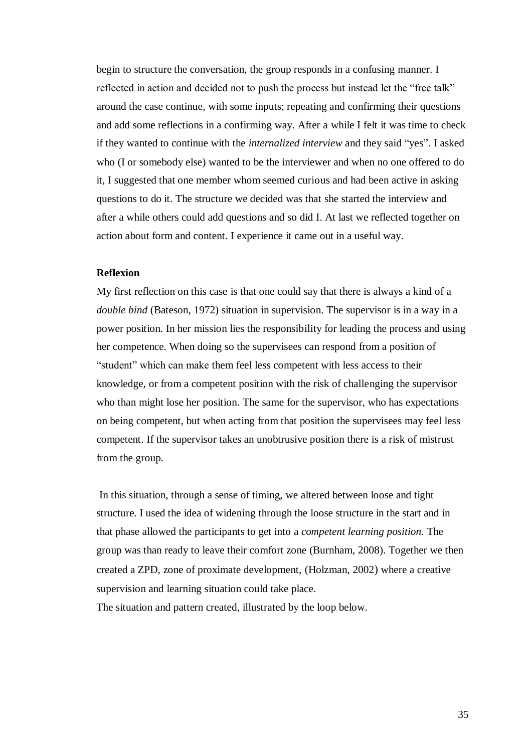begin to structure the conversation, the group responds in a confusing manner. I reflected in action and decided not to push the process but instead let the "free talk" around the case continue, with some inputs; repeating and confirming their questions and add some reflections in a confirming way. After a while I felt it was time to check if they wanted to continue with the *internalized interview* and they said "yes". I asked who (I or somebody else) wanted to be the interviewer and when no one offered to do it, I suggested that one member whom seemed curious and had been active in asking questions to do it. The structure we decided was that she started the interview and after a while others could add questions and so did I. At last we reflected together on action about form and content. I experience it came out in a useful way.

**Reflexion**

My first reflection on this case is that one could say that there is always a kind of a *double bind* (Bateson, 1972) situation in supervision. The supervisor is in a way in a power position. In her mission lies the responsibility for leading the process and using her competence. When doing so the supervisees can respond from a position of "student" which can make them feel less competent with less access to their knowledge, or from a competent position with the risk of challenging the supervisor who than might lose her position. The same for the supervisor, who has expectations on being competent, but when acting from that position the supervisees may feel less competent. If the supervisor takes an unobtrusive position there is a risk of mistrust from the group.

In this situation, through a sense of timing, we altered between loose and tight structure. I used the idea of widening through the loose structure in the start and in that phase allowed the participants to get into a *competent learning position*. The group was than ready to leave their comfort zone (Burnham, 2008). Together we then created a ZPD, zone of proximate development, (Holzman, 2002) where a creative supervision and learning situation could take place.

The situation and pattern created, illustrated by the loop below.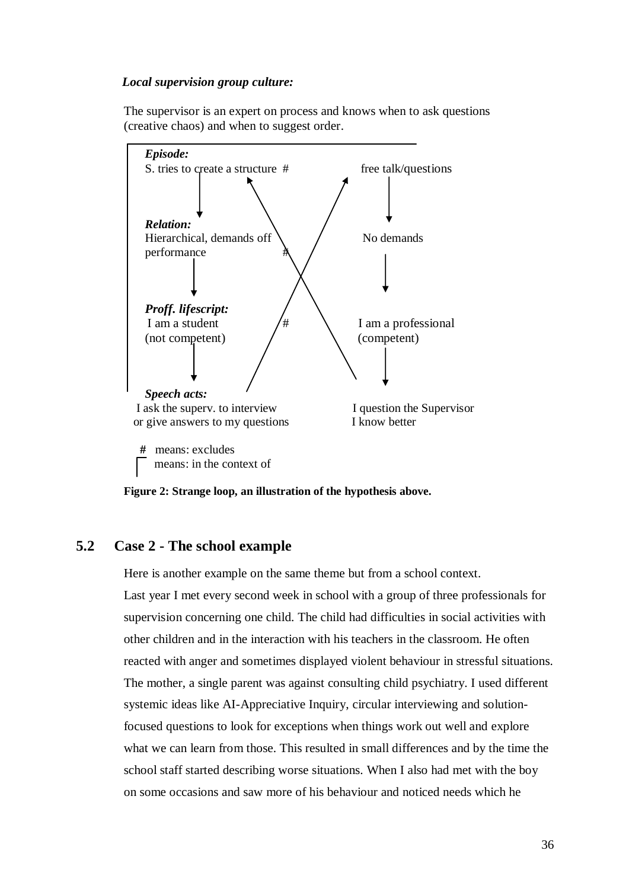***Local supervision group culture:***

The supervisor is an expert on process and knows when to ask questions (creative chaos) and when to suggest order.

***Episode:***
S. tries to create a structure # free talk/questions

***Relation:***
Hierarchical, demands off performance # No demands

***Proff. lifescript:***
I am a student (not competent) # I am a professional (competent)

***Speech acts:***
I ask the superv. to interview or give answers to my questions — I question the Supervisor I know better

**#** means: excludes

⌐ means: in the context of

**Figure 2: Strange loop, an illustration of the hypothesis above.**

## 5.2 Case 2 - The school example

Here is another example on the same theme but from a school context.

Last year I met every second week in school with a group of three professionals for supervision concerning one child. The child had difficulties in social activities with other children and in the interaction with his teachers in the classroom. He often reacted with anger and sometimes displayed violent behaviour in stressful situations. The mother, a single parent was against consulting child psychiatry. I used different systemic ideas like AI-Appreciative Inquiry, circular interviewing and solution-focused questions to look for exceptions when things work out well and explore what we can learn from those. This resulted in small differences and by the time the school staff started describing worse situations. When I also had met with the boy on some occasions and saw more of his behaviour and noticed needs which he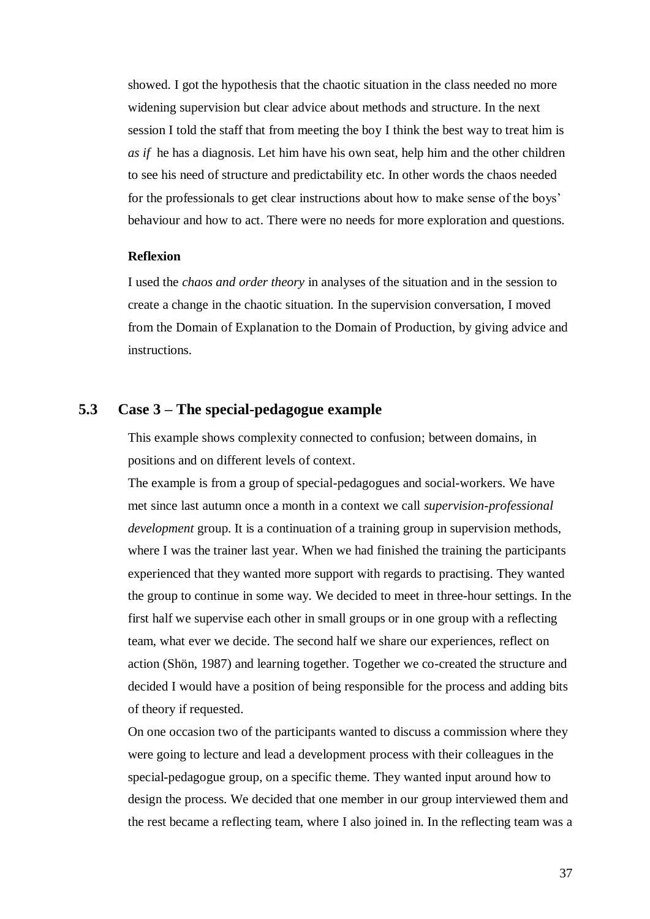showed. I got the hypothesis that the chaotic situation in the class needed no more widening supervision but clear advice about methods and structure. In the next session I told the staff that from meeting the boy I think the best way to treat him is *as if* he has a diagnosis. Let him have his own seat, help him and the other children to see his need of structure and predictability etc. In other words the chaos needed for the professionals to get clear instructions about how to make sense of the boys' behaviour and how to act. There were no needs for more exploration and questions.

**Reflexion**

I used the *chaos and order theory* in analyses of the situation and in the session to create a change in the chaotic situation. In the supervision conversation, I moved from the Domain of Explanation to the Domain of Production, by giving advice and instructions.

## 5.3 Case 3 – The special-pedagogue example

This example shows complexity connected to confusion; between domains, in positions and on different levels of context.

The example is from a group of special-pedagogues and social-workers. We have met since last autumn once a month in a context we call *supervision-professional development* group. It is a continuation of a training group in supervision methods, where I was the trainer last year. When we had finished the training the participants experienced that they wanted more support with regards to practising. They wanted the group to continue in some way. We decided to meet in three-hour settings. In the first half we supervise each other in small groups or in one group with a reflecting team, what ever we decide. The second half we share our experiences, reflect on action (Shön, 1987) and learning together. Together we co-created the structure and decided I would have a position of being responsible for the process and adding bits of theory if requested.

On one occasion two of the participants wanted to discuss a commission where they were going to lecture and lead a development process with their colleagues in the special-pedagogue group, on a specific theme. They wanted input around how to design the process. We decided that one member in our group interviewed them and the rest became a reflecting team, where I also joined in. In the reflecting team was a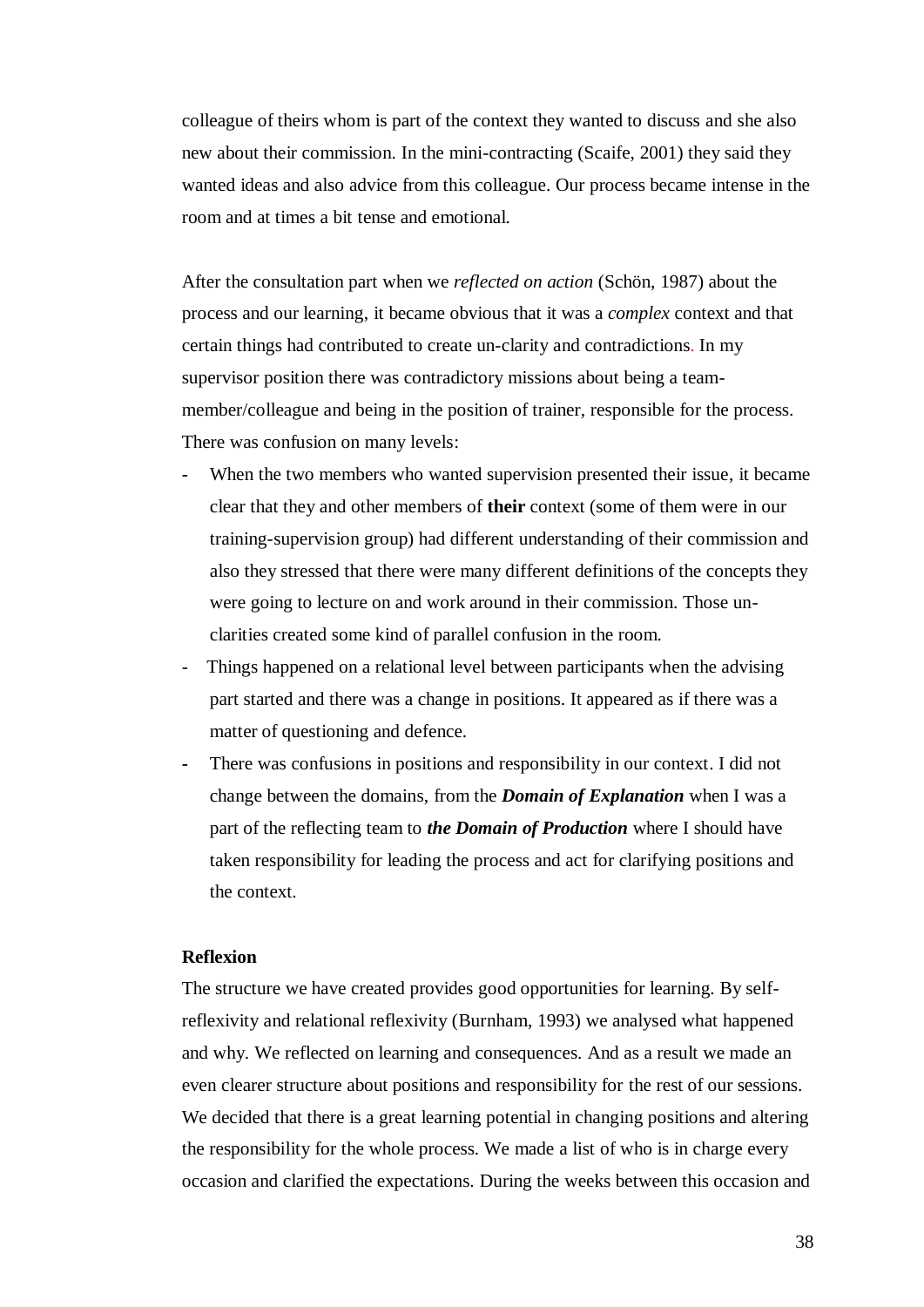colleague of theirs whom is part of the context they wanted to discuss and she also new about their commission. In the mini-contracting (Scaife, 2001) they said they wanted ideas and also advice from this colleague. Our process became intense in the room and at times a bit tense and emotional.

After the consultation part when we *reflected on action* (Schön, 1987) about the process and our learning, it became obvious that it was a *complex* context and that certain things had contributed to create un-clarity and contradictions. In my supervisor position there was contradictory missions about being a team-member/colleague and being in the position of trainer, responsible for the process. There was confusion on many levels:

- When the two members who wanted supervision presented their issue, it became clear that they and other members of **their** context (some of them were in our training-supervision group) had different understanding of their commission and also they stressed that there were many different definitions of the concepts they were going to lecture on and work around in their commission. Those un-clarities created some kind of parallel confusion in the room.
- Things happened on a relational level between participants when the advising part started and there was a change in positions. It appeared as if there was a matter of questioning and defence.
- There was confusions in positions and responsibility in our context. I did not change between the domains, from the ***Domain of Explanation*** when I was a part of the reflecting team to ***the Domain of Production*** where I should have taken responsibility for leading the process and act for clarifying positions and the context.

**Reflexion**

The structure we have created provides good opportunities for learning. By self-reflexivity and relational reflexivity (Burnham, 1993) we analysed what happened and why. We reflected on learning and consequences. And as a result we made an even clearer structure about positions and responsibility for the rest of our sessions. We decided that there is a great learning potential in changing positions and altering the responsibility for the whole process. We made a list of who is in charge every occasion and clarified the expectations. During the weeks between this occasion and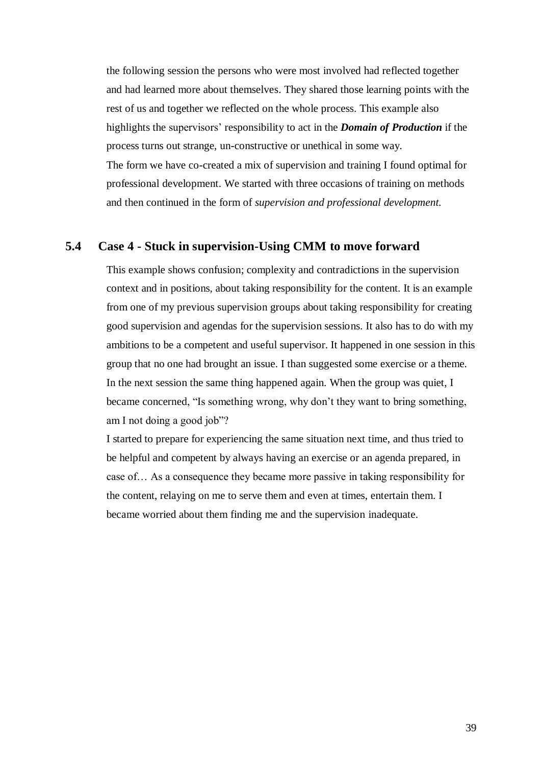the following session the persons who were most involved had reflected together and had learned more about themselves. They shared those learning points with the rest of us and together we reflected on the whole process. This example also highlights the supervisors' responsibility to act in the ***Domain of Production*** if the process turns out strange, un-constructive or unethical in some way.

The form we have co-created a mix of supervision and training I found optimal for professional development. We started with three occasions of training on methods and then continued in the form of *supervision and professional development.*

## 5.4 Case 4 - Stuck in supervision-Using CMM to move forward

This example shows confusion; complexity and contradictions in the supervision context and in positions, about taking responsibility for the content. It is an example from one of my previous supervision groups about taking responsibility for creating good supervision and agendas for the supervision sessions. It also has to do with my ambitions to be a competent and useful supervisor. It happened in one session in this group that no one had brought an issue. I than suggested some exercise or a theme. In the next session the same thing happened again. When the group was quiet, I became concerned, "Is something wrong, why don't they want to bring something, am I not doing a good job"?

I started to prepare for experiencing the same situation next time, and thus tried to be helpful and competent by always having an exercise or an agenda prepared, in case of… As a consequence they became more passive in taking responsibility for the content, relaying on me to serve them and even at times, entertain them. I became worried about them finding me and the supervision inadequate.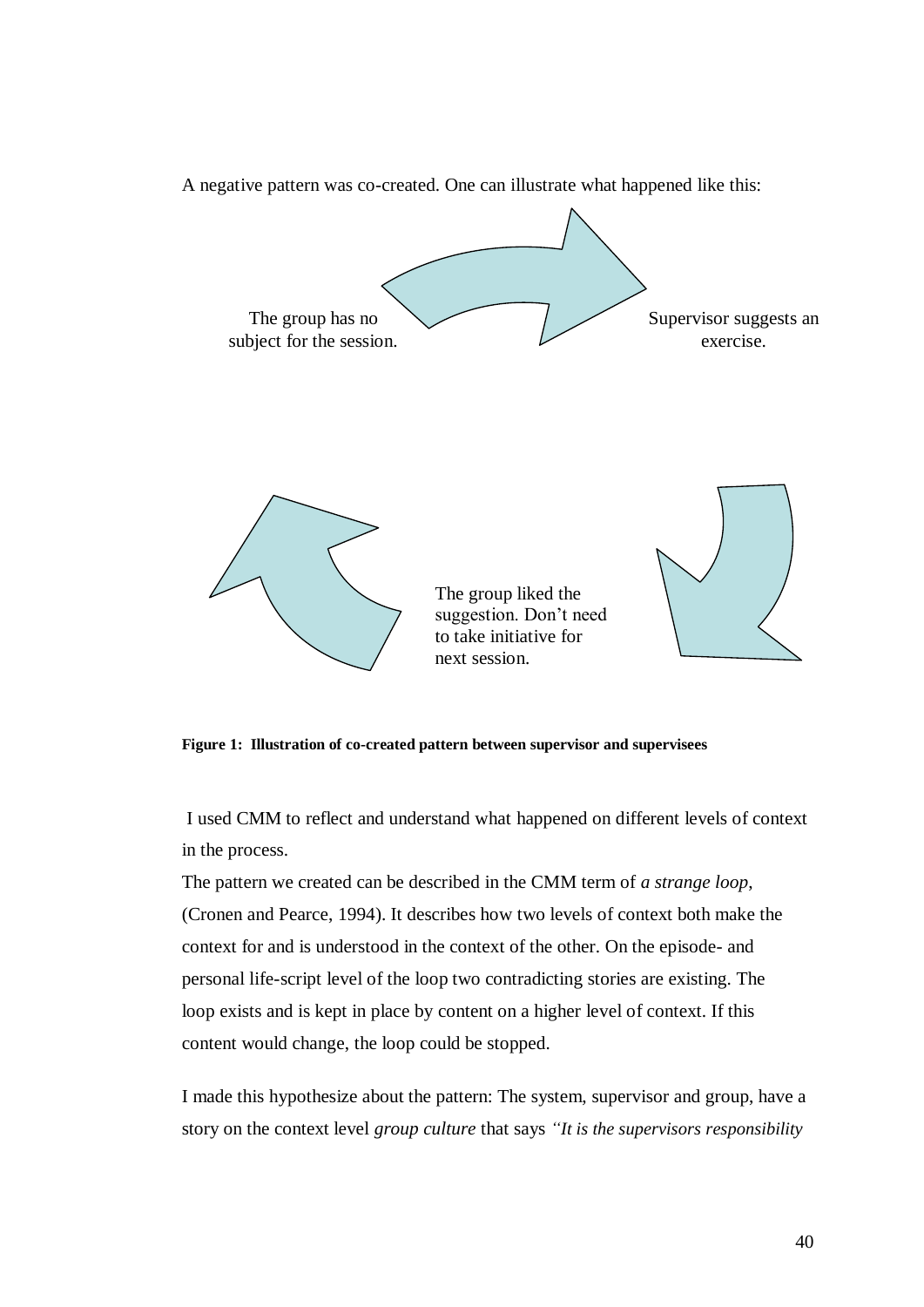A negative pattern was co-created. One can illustrate what happened like this:

The group has no subject for the session.

Supervisor suggests an exercise.

The group liked the suggestion. Don't need to take initiative for next session.

**Figure 1: Illustration of co-created pattern between supervisor and supervisees**

I used CMM to reflect and understand what happened on different levels of context in the process.

The pattern we created can be described in the CMM term of *a strange loop*, (Cronen and Pearce, 1994). It describes how two levels of context both make the context for and is understood in the context of the other. On the episode- and personal life-script level of the loop two contradicting stories are existing. The loop exists and is kept in place by content on a higher level of context. If this content would change, the loop could be stopped.

I made this hypothesize about the pattern: The system, supervisor and group, have a story on the context level *group culture* that says *"It is the supervisors responsibility*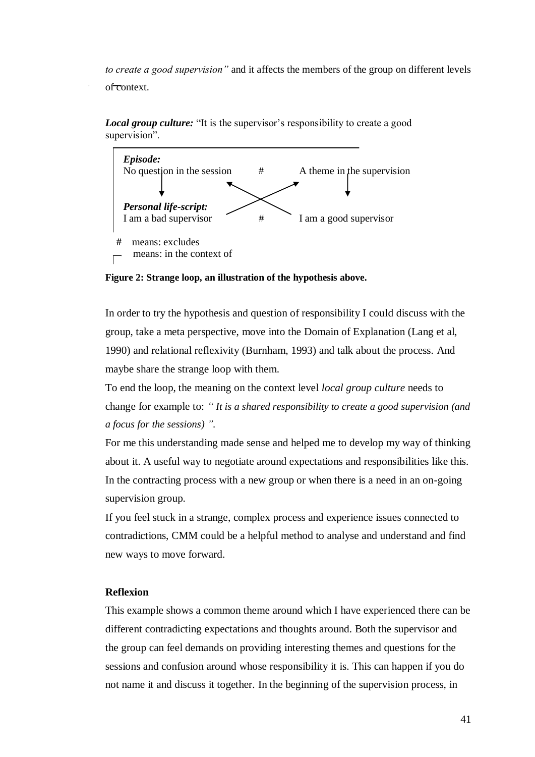*to create a good supervision"* and it affects the members of the group on different levels of context.

***Local group culture:*** "It is the supervisor's responsibility to create a good supervision".

***Episode:***
No question in the session # A theme in the supervision

***Personal life-script:***
I am a bad supervisor # I am a good supervisor

**#** means: excludes
means: in the context of

**Figure 2: Strange loop, an illustration of the hypothesis above.**

In order to try the hypothesis and question of responsibility I could discuss with the group, take a meta perspective, move into the Domain of Explanation (Lang et al, 1990) and relational reflexivity (Burnham, 1993) and talk about the process. And maybe share the strange loop with them.

To end the loop, the meaning on the context level *local group culture* needs to change for example to: *" It is a shared responsibility to create a good supervision (and a focus for the sessions) "*.

For me this understanding made sense and helped me to develop my way of thinking about it. A useful way to negotiate around expectations and responsibilities like this. In the contracting process with a new group or when there is a need in an on-going supervision group.

If you feel stuck in a strange, complex process and experience issues connected to contradictions, CMM could be a helpful method to analyse and understand and find new ways to move forward.

### Reflexion

This example shows a common theme around which I have experienced there can be different contradicting expectations and thoughts around. Both the supervisor and the group can feel demands on providing interesting themes and questions for the sessions and confusion around whose responsibility it is. This can happen if you do not name it and discuss it together. In the beginning of the supervision process, in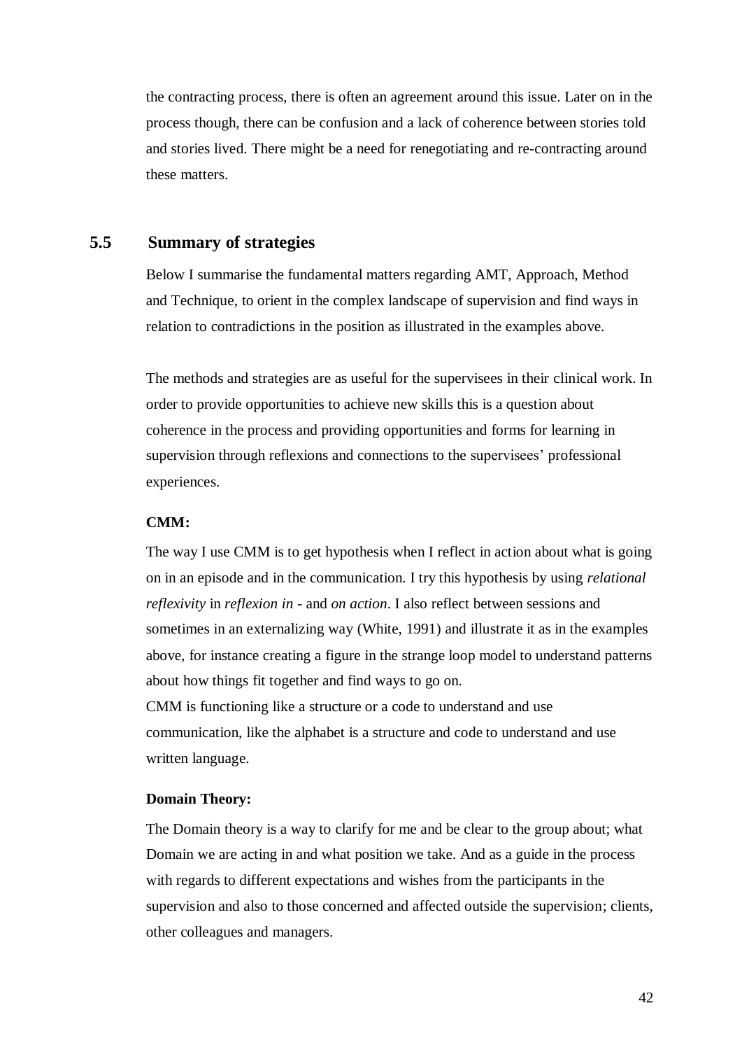the contracting process, there is often an agreement around this issue. Later on in the process though, there can be confusion and a lack of coherence between stories told and stories lived. There might be a need for renegotiating and re-contracting around these matters.

## 5.5 Summary of strategies

Below I summarise the fundamental matters regarding AMT, Approach, Method and Technique, to orient in the complex landscape of supervision and find ways in relation to contradictions in the position as illustrated in the examples above.

The methods and strategies are as useful for the supervisees in their clinical work. In order to provide opportunities to achieve new skills this is a question about coherence in the process and providing opportunities and forms for learning in supervision through reflexions and connections to the supervisees' professional experiences.

**CMM:**

The way I use CMM is to get hypothesis when I reflect in action about what is going on in an episode and in the communication. I try this hypothesis by using *relational reflexivity* in *reflexion in* - and *on action*. I also reflect between sessions and sometimes in an externalizing way (White, 1991) and illustrate it as in the examples above, for instance creating a figure in the strange loop model to understand patterns about how things fit together and find ways to go on.
CMM is functioning like a structure or a code to understand and use communication, like the alphabet is a structure and code to understand and use written language.

**Domain Theory:**

The Domain theory is a way to clarify for me and be clear to the group about; what Domain we are acting in and what position we take. And as a guide in the process with regards to different expectations and wishes from the participants in the supervision and also to those concerned and affected outside the supervision; clients, other colleagues and managers.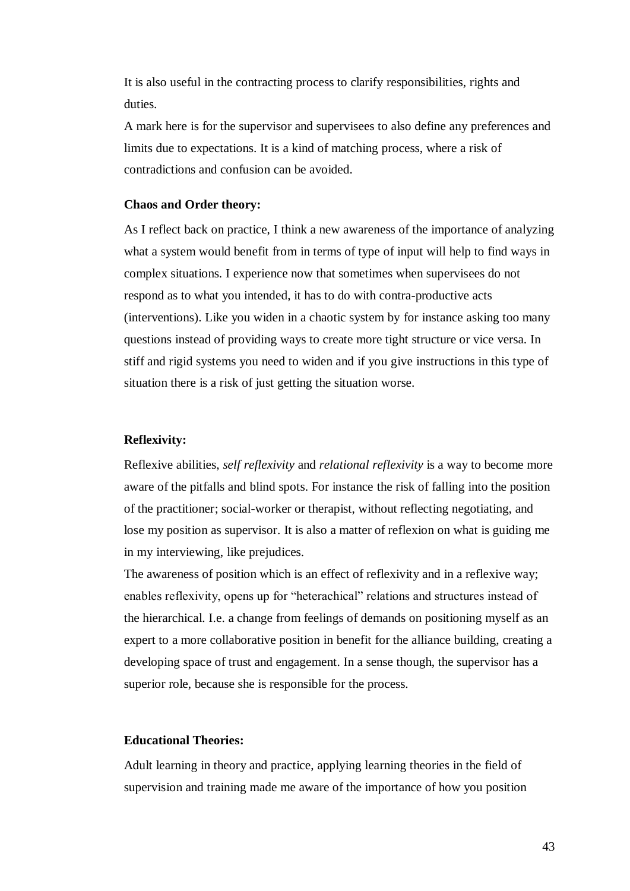It is also useful in the contracting process to clarify responsibilities, rights and duties.

A mark here is for the supervisor and supervisees to also define any preferences and limits due to expectations. It is a kind of matching process, where a risk of contradictions and confusion can be avoided.

**Chaos and Order theory:**

As I reflect back on practice, I think a new awareness of the importance of analyzing what a system would benefit from in terms of type of input will help to find ways in complex situations. I experience now that sometimes when supervisees do not respond as to what you intended, it has to do with contra-productive acts (interventions). Like you widen in a chaotic system by for instance asking too many questions instead of providing ways to create more tight structure or vice versa. In stiff and rigid systems you need to widen and if you give instructions in this type of situation there is a risk of just getting the situation worse.

**Reflexivity:**

Reflexive abilities, *self reflexivity* and *relational reflexivity* is a way to become more aware of the pitfalls and blind spots. For instance the risk of falling into the position of the practitioner; social-worker or therapist, without reflecting negotiating, and lose my position as supervisor. It is also a matter of reflexion on what is guiding me in my interviewing, like prejudices.

The awareness of position which is an effect of reflexivity and in a reflexive way; enables reflexivity, opens up for "heterachical" relations and structures instead of the hierarchical. I.e. a change from feelings of demands on positioning myself as an expert to a more collaborative position in benefit for the alliance building, creating a developing space of trust and engagement. In a sense though, the supervisor has a superior role, because she is responsible for the process.

**Educational Theories:**

Adult learning in theory and practice, applying learning theories in the field of supervision and training made me aware of the importance of how you position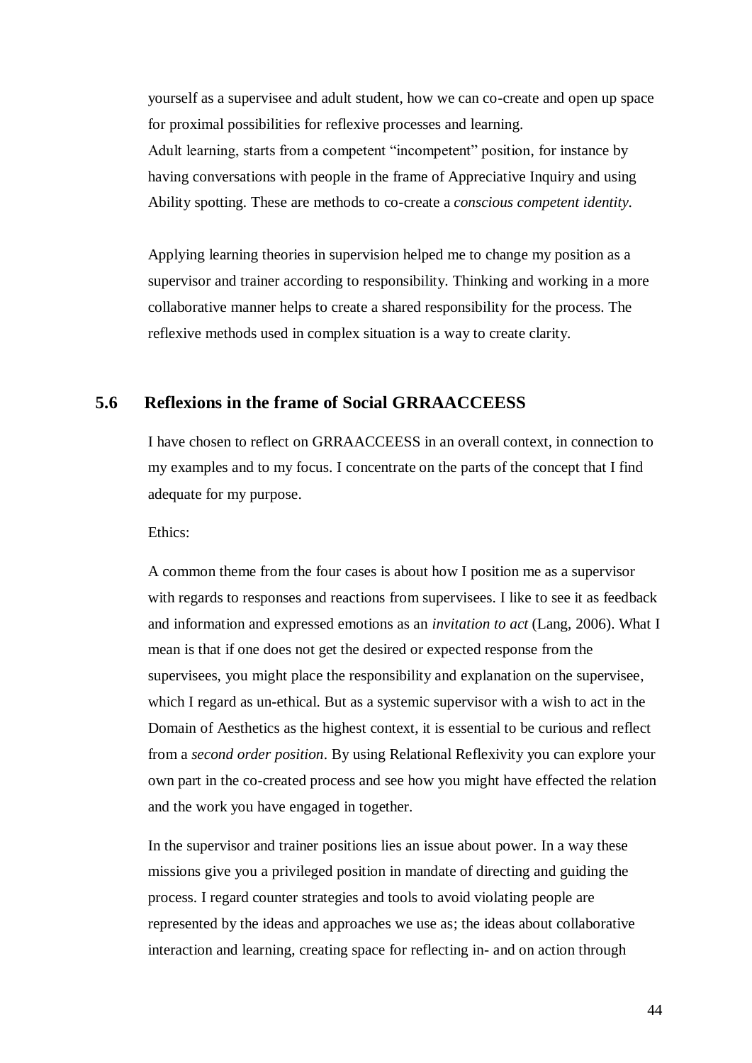yourself as a supervisee and adult student, how we can co-create and open up space for proximal possibilities for reflexive processes and learning.
Adult learning, starts from a competent "incompetent" position, for instance by having conversations with people in the frame of Appreciative Inquiry and using Ability spotting. These are methods to co-create a *conscious competent identity*.

Applying learning theories in supervision helped me to change my position as a supervisor and trainer according to responsibility. Thinking and working in a more collaborative manner helps to create a shared responsibility for the process. The reflexive methods used in complex situation is a way to create clarity.

## 5.6 Reflexions in the frame of Social GRRAACCEESS

I have chosen to reflect on GRRAACCEESS in an overall context, in connection to my examples and to my focus. I concentrate on the parts of the concept that I find adequate for my purpose.

Ethics:

A common theme from the four cases is about how I position me as a supervisor with regards to responses and reactions from supervisees. I like to see it as feedback and information and expressed emotions as an *invitation to act* (Lang, 2006). What I mean is that if one does not get the desired or expected response from the supervisees, you might place the responsibility and explanation on the supervisee, which I regard as un-ethical. But as a systemic supervisor with a wish to act in the Domain of Aesthetics as the highest context, it is essential to be curious and reflect from a *second order position*. By using Relational Reflexivity you can explore your own part in the co-created process and see how you might have effected the relation and the work you have engaged in together.

In the supervisor and trainer positions lies an issue about power. In a way these missions give you a privileged position in mandate of directing and guiding the process. I regard counter strategies and tools to avoid violating people are represented by the ideas and approaches we use as; the ideas about collaborative interaction and learning, creating space for reflecting in- and on action through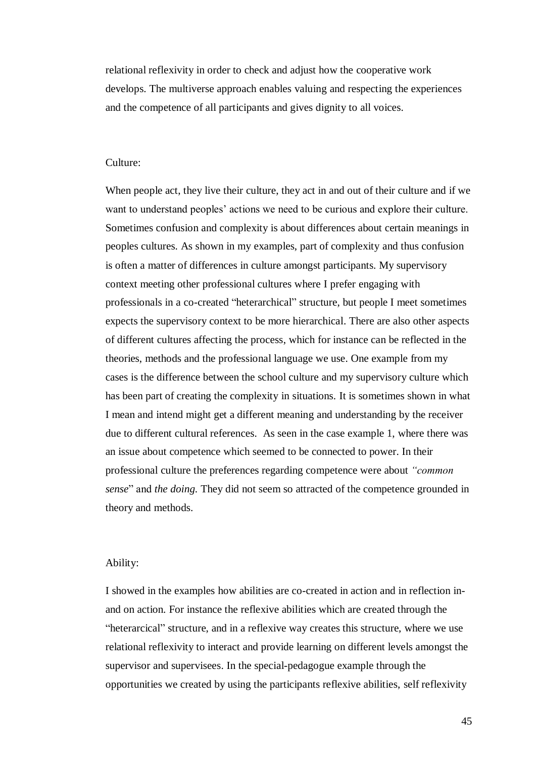relational reflexivity in order to check and adjust how the cooperative work develops. The multiverse approach enables valuing and respecting the experiences and the competence of all participants and gives dignity to all voices.

Culture:

When people act, they live their culture, they act in and out of their culture and if we want to understand peoples' actions we need to be curious and explore their culture. Sometimes confusion and complexity is about differences about certain meanings in peoples cultures. As shown in my examples, part of complexity and thus confusion is often a matter of differences in culture amongst participants. My supervisory context meeting other professional cultures where I prefer engaging with professionals in a co-created "heterarchical" structure, but people I meet sometimes expects the supervisory context to be more hierarchical. There are also other aspects of different cultures affecting the process, which for instance can be reflected in the theories, methods and the professional language we use. One example from my cases is the difference between the school culture and my supervisory culture which has been part of creating the complexity in situations. It is sometimes shown in what I mean and intend might get a different meaning and understanding by the receiver due to different cultural references. As seen in the case example 1, where there was an issue about competence which seemed to be connected to power. In their professional culture the preferences regarding competence were about *"common sense*" and *the doing.* They did not seem so attracted of the competence grounded in theory and methods.

Ability:

I showed in the examples how abilities are co-created in action and in reflection in- and on action. For instance the reflexive abilities which are created through the "heterarcical" structure, and in a reflexive way creates this structure, where we use relational reflexivity to interact and provide learning on different levels amongst the supervisor and supervisees. In the special-pedagogue example through the opportunities we created by using the participants reflexive abilities, self reflexivity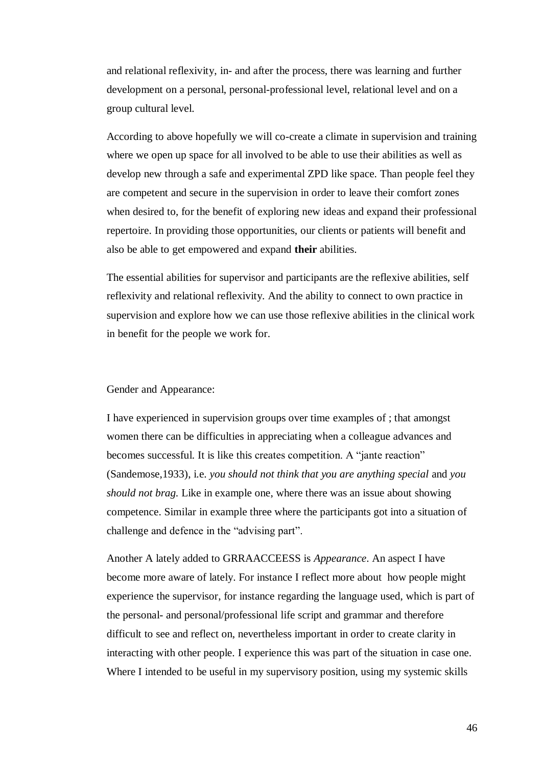and relational reflexivity, in- and after the process, there was learning and further development on a personal, personal-professional level, relational level and on a group cultural level.

According to above hopefully we will co-create a climate in supervision and training where we open up space for all involved to be able to use their abilities as well as develop new through a safe and experimental ZPD like space. Than people feel they are competent and secure in the supervision in order to leave their comfort zones when desired to, for the benefit of exploring new ideas and expand their professional repertoire. In providing those opportunities, our clients or patients will benefit and also be able to get empowered and expand **their** abilities.

The essential abilities for supervisor and participants are the reflexive abilities, self reflexivity and relational reflexivity. And the ability to connect to own practice in supervision and explore how we can use those reflexive abilities in the clinical work in benefit for the people we work for.

Gender and Appearance:

I have experienced in supervision groups over time examples of ; that amongst women there can be difficulties in appreciating when a colleague advances and becomes successful. It is like this creates competition. A "jante reaction" (Sandemose,1933), i.e. *you should not think that you are anything special* and *you should not brag.* Like in example one, where there was an issue about showing competence. Similar in example three where the participants got into a situation of challenge and defence in the "advising part".

Another A lately added to GRRAACCEESS is *Appearance*. An aspect I have become more aware of lately. For instance I reflect more about how people might experience the supervisor, for instance regarding the language used, which is part of the personal- and personal/professional life script and grammar and therefore difficult to see and reflect on, nevertheless important in order to create clarity in interacting with other people. I experience this was part of the situation in case one. Where I intended to be useful in my supervisory position, using my systemic skills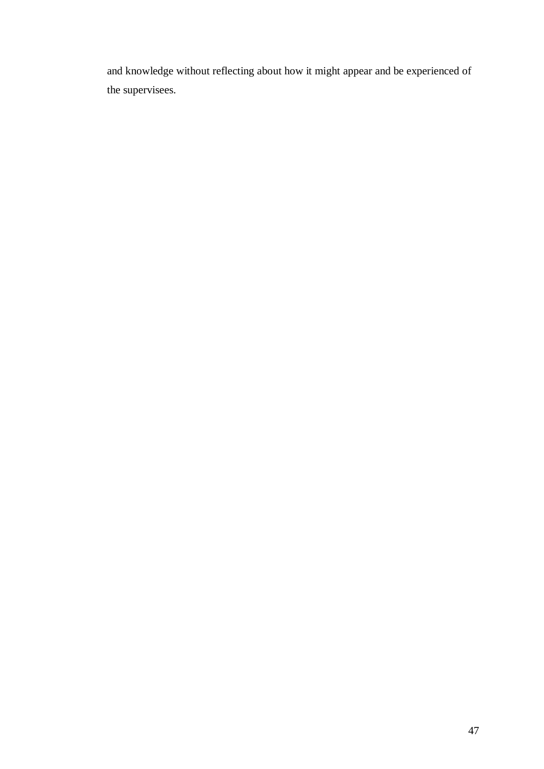and knowledge without reflecting about how it might appear and be experienced of the supervisees.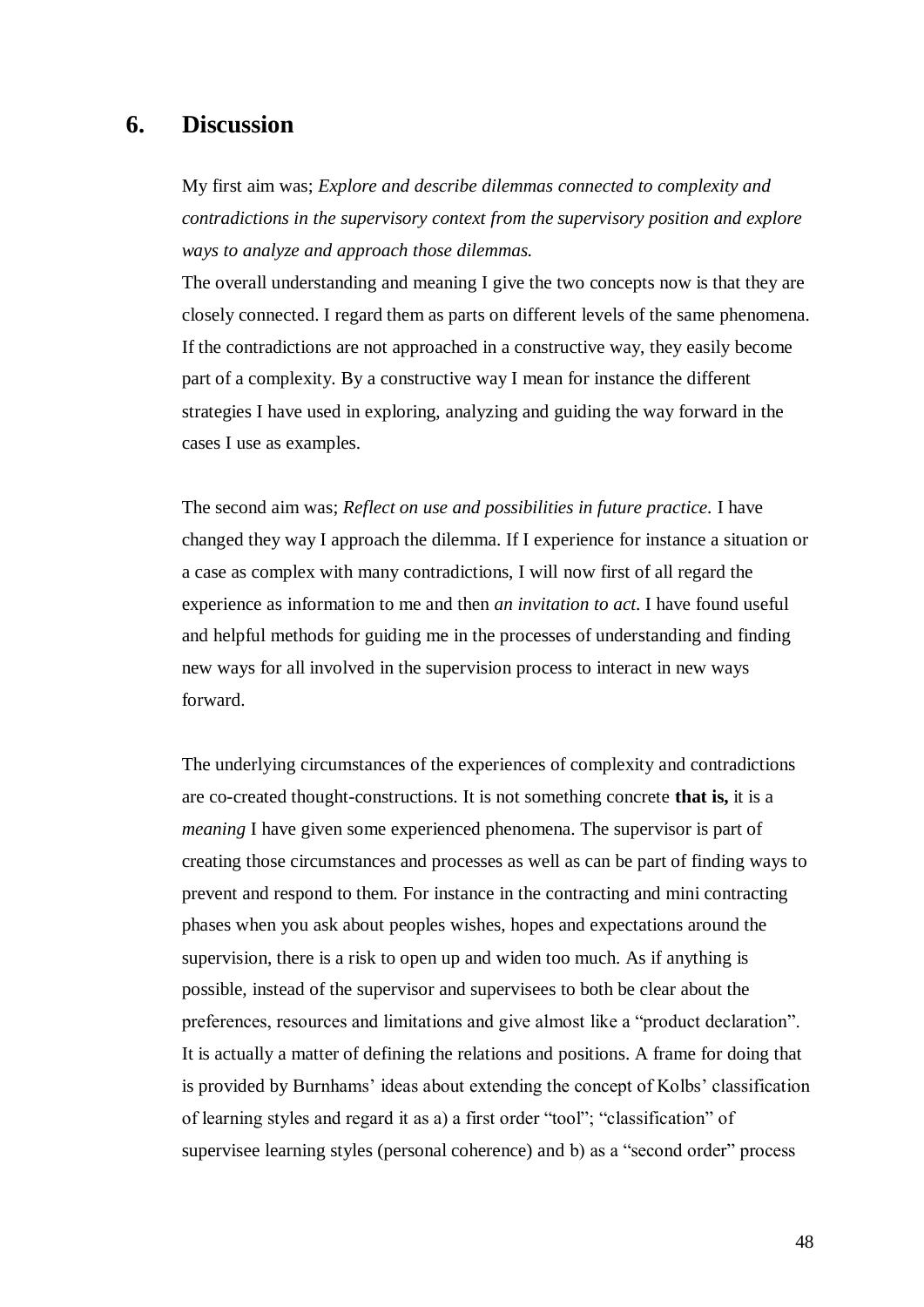# 6. Discussion

My first aim was; *Explore and describe dilemmas connected to complexity and contradictions in the supervisory context from the supervisory position and explore ways to analyze and approach those dilemmas.*

The overall understanding and meaning I give the two concepts now is that they are closely connected. I regard them as parts on different levels of the same phenomena. If the contradictions are not approached in a constructive way, they easily become part of a complexity. By a constructive way I mean for instance the different strategies I have used in exploring, analyzing and guiding the way forward in the cases I use as examples.

The second aim was; *Reflect on use and possibilities in future practice.* I have changed they way I approach the dilemma. If I experience for instance a situation or a case as complex with many contradictions, I will now first of all regard the experience as information to me and then *an invitation to act*. I have found useful and helpful methods for guiding me in the processes of understanding and finding new ways for all involved in the supervision process to interact in new ways forward.

The underlying circumstances of the experiences of complexity and contradictions are co-created thought-constructions. It is not something concrete **that is,** it is a *meaning* I have given some experienced phenomena. The supervisor is part of creating those circumstances and processes as well as can be part of finding ways to prevent and respond to them. For instance in the contracting and mini contracting phases when you ask about peoples wishes, hopes and expectations around the supervision, there is a risk to open up and widen too much. As if anything is possible, instead of the supervisor and supervisees to both be clear about the preferences, resources and limitations and give almost like a "product declaration". It is actually a matter of defining the relations and positions. A frame for doing that is provided by Burnhams' ideas about extending the concept of Kolbs' classification of learning styles and regard it as a) a first order "tool"; "classification" of supervisee learning styles (personal coherence) and b) as a "second order" process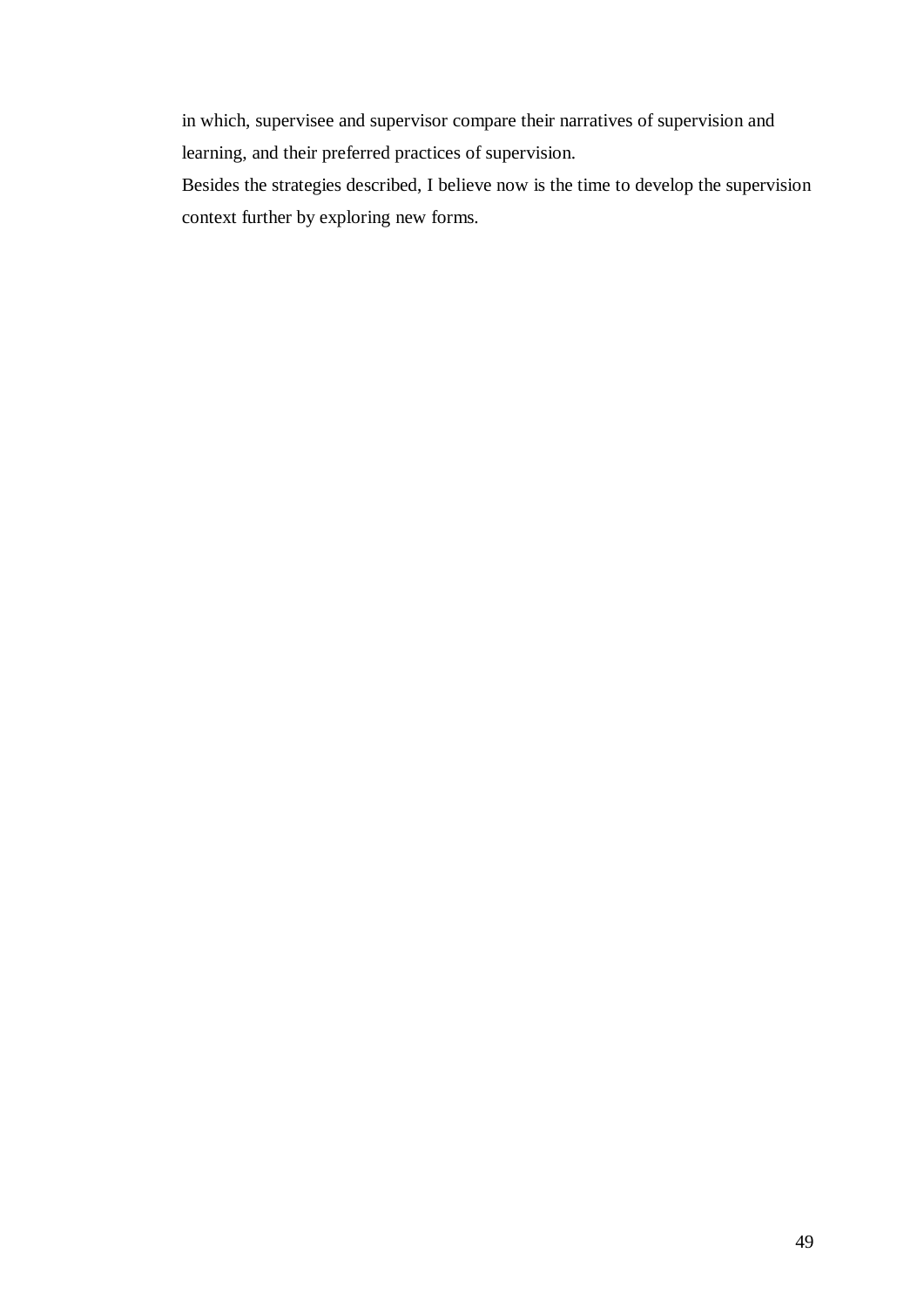in which, supervisee and supervisor compare their narratives of supervision and learning, and their preferred practices of supervision.

Besides the strategies described, I believe now is the time to develop the supervision context further by exploring new forms.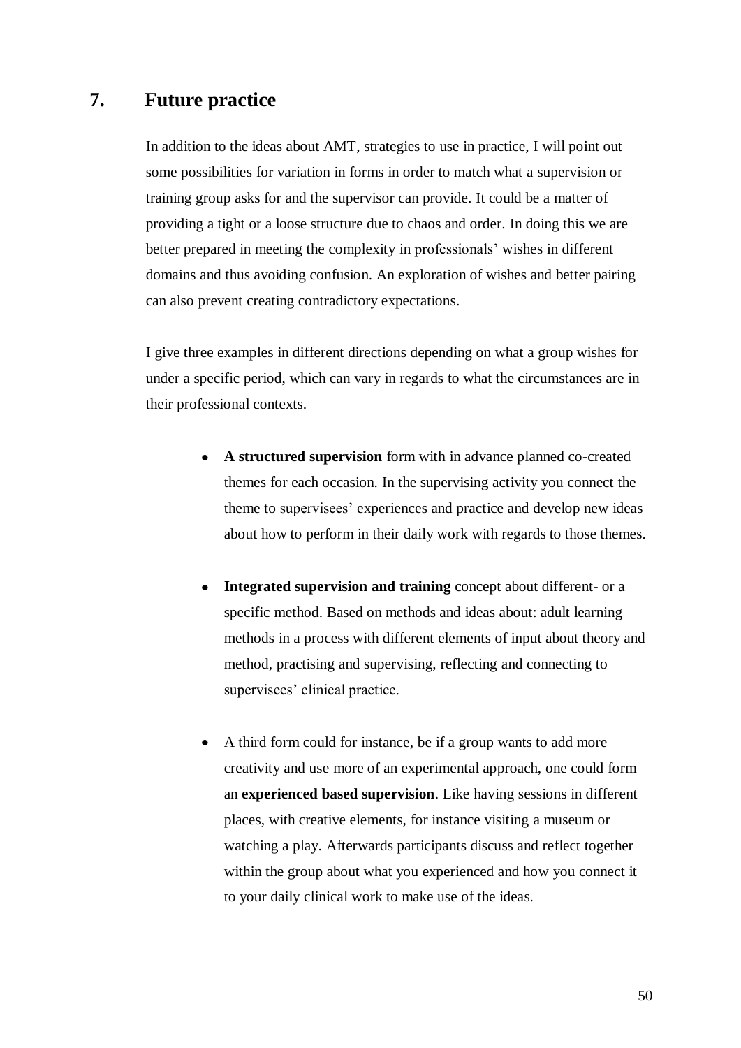## 7. Future practice

In addition to the ideas about AMT, strategies to use in practice, I will point out some possibilities for variation in forms in order to match what a supervision or training group asks for and the supervisor can provide. It could be a matter of providing a tight or a loose structure due to chaos and order. In doing this we are better prepared in meeting the complexity in professionals' wishes in different domains and thus avoiding confusion. An exploration of wishes and better pairing can also prevent creating contradictory expectations.

I give three examples in different directions depending on what a group wishes for under a specific period, which can vary in regards to what the circumstances are in their professional contexts.

- **A structured supervision** form with in advance planned co-created themes for each occasion. In the supervising activity you connect the theme to supervisees' experiences and practice and develop new ideas about how to perform in their daily work with regards to those themes.

- **Integrated supervision and training** concept about different- or a specific method. Based on methods and ideas about: adult learning methods in a process with different elements of input about theory and method, practising and supervising, reflecting and connecting to supervisees' clinical practice.

- A third form could for instance, be if a group wants to add more creativity and use more of an experimental approach, one could form an **experienced based supervision**. Like having sessions in different places, with creative elements, for instance visiting a museum or watching a play. Afterwards participants discuss and reflect together within the group about what you experienced and how you connect it to your daily clinical work to make use of the ideas.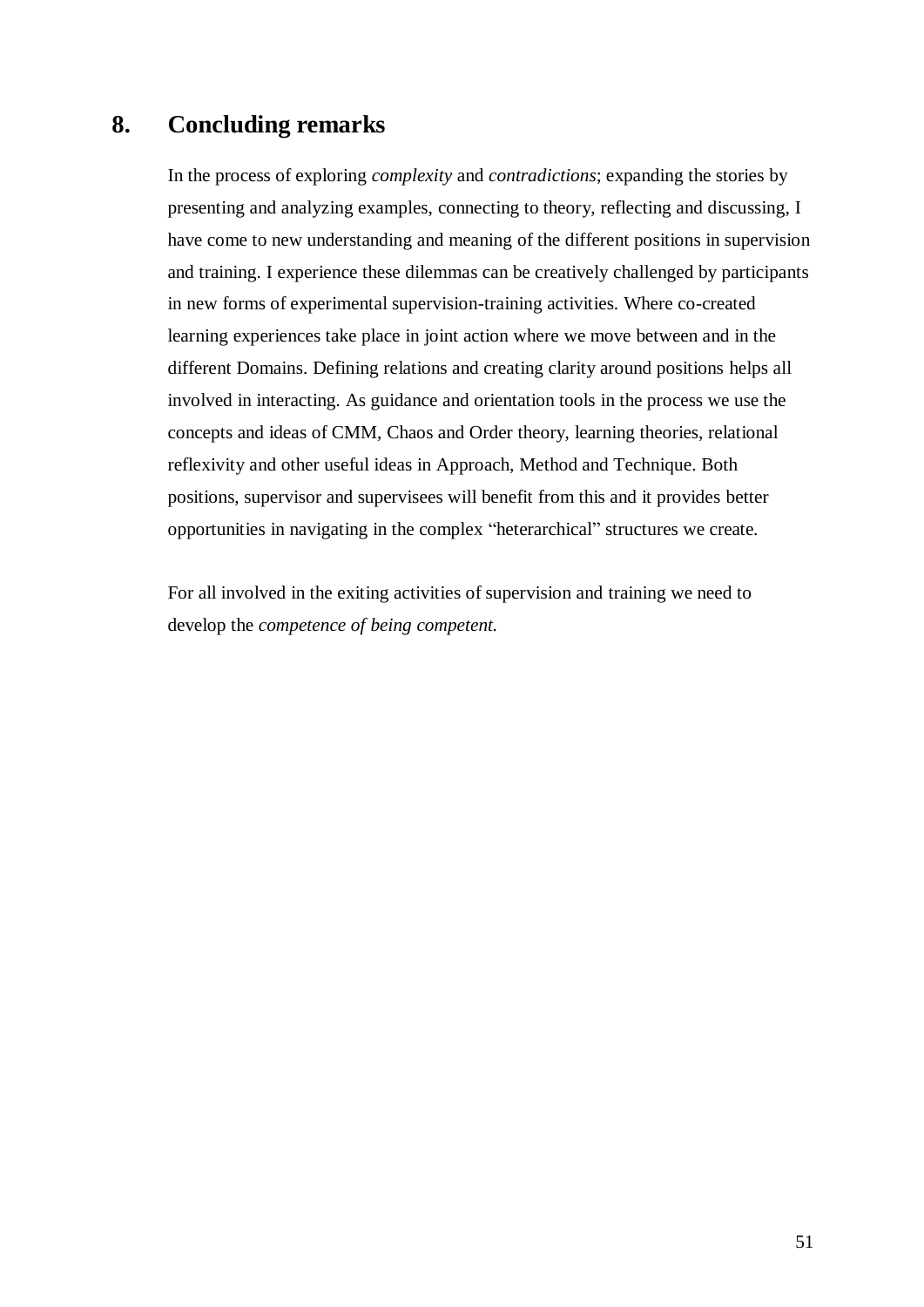# 8. Concluding remarks

In the process of exploring *complexity* and *contradictions*; expanding the stories by presenting and analyzing examples, connecting to theory, reflecting and discussing, I have come to new understanding and meaning of the different positions in supervision and training. I experience these dilemmas can be creatively challenged by participants in new forms of experimental supervision-training activities. Where co-created learning experiences take place in joint action where we move between and in the different Domains. Defining relations and creating clarity around positions helps all involved in interacting. As guidance and orientation tools in the process we use the concepts and ideas of CMM, Chaos and Order theory, learning theories, relational reflexivity and other useful ideas in Approach, Method and Technique. Both positions, supervisor and supervisees will benefit from this and it provides better opportunities in navigating in the complex "heterarchical" structures we create.

For all involved in the exiting activities of supervision and training we need to develop the *competence of being competent.*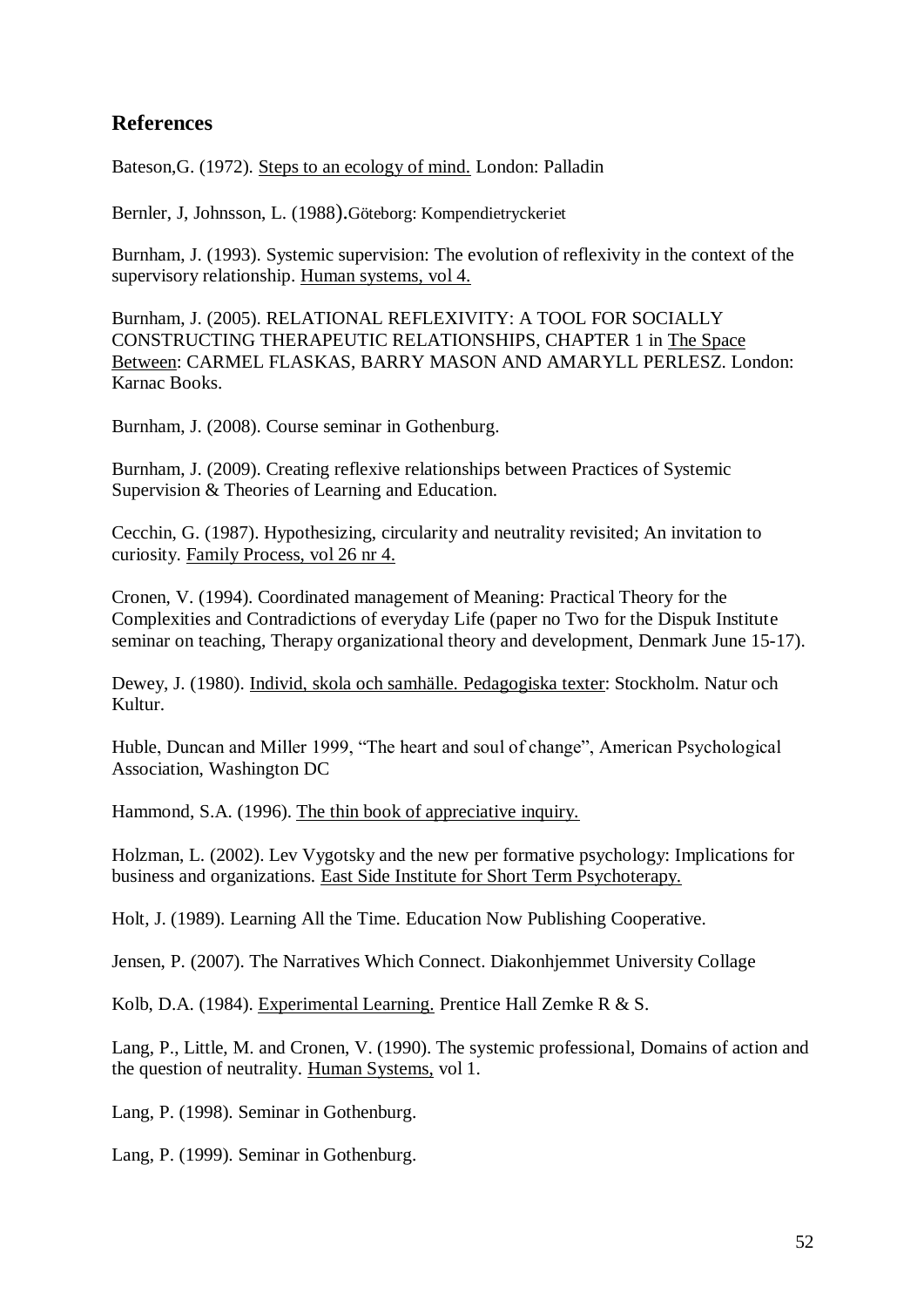## References

Bateson,G. (1972). Steps to an ecology of mind. London: Palladin

Bernler, J, Johnsson, L. (1988).Göteborg: Kompendietryckeriet

Burnham, J. (1993). Systemic supervision: The evolution of reflexivity in the context of the supervisory relationship. Human systems, vol 4.

Burnham, J. (2005). RELATIONAL REFLEXIVITY: A TOOL FOR SOCIALLY CONSTRUCTING THERAPEUTIC RELATIONSHIPS, CHAPTER 1 in The Space Between: CARMEL FLASKAS, BARRY MASON AND AMARYLL PERLESZ. London: Karnac Books.

Burnham, J. (2008). Course seminar in Gothenburg.

Burnham, J. (2009). Creating reflexive relationships between Practices of Systemic Supervision & Theories of Learning and Education.

Cecchin, G. (1987). Hypothesizing, circularity and neutrality revisited; An invitation to curiosity. Family Process, vol 26 nr 4.

Cronen, V. (1994). Coordinated management of Meaning: Practical Theory for the Complexities and Contradictions of everyday Life (paper no Two for the Dispuk Institute seminar on teaching, Therapy organizational theory and development, Denmark June 15-17).

Dewey, J. (1980). Individ, skola och samhälle. Pedagogiska texter: Stockholm. Natur och Kultur.

Huble, Duncan and Miller 1999, "The heart and soul of change", American Psychological Association, Washington DC

Hammond, S.A. (1996). The thin book of appreciative inquiry.

Holzman, L. (2002). Lev Vygotsky and the new per formative psychology: Implications for business and organizations. East Side Institute for Short Term Psychoterapy.

Holt, J. (1989). Learning All the Time. Education Now Publishing Cooperative.

Jensen, P. (2007). The Narratives Which Connect. Diakonhjemmet University Collage

Kolb, D.A. (1984). Experimental Learning. Prentice Hall Zemke R & S.

Lang, P., Little, M. and Cronen, V. (1990). The systemic professional, Domains of action and the question of neutrality. Human Systems, vol 1.

Lang, P. (1998). Seminar in Gothenburg.

Lang, P. (1999). Seminar in Gothenburg.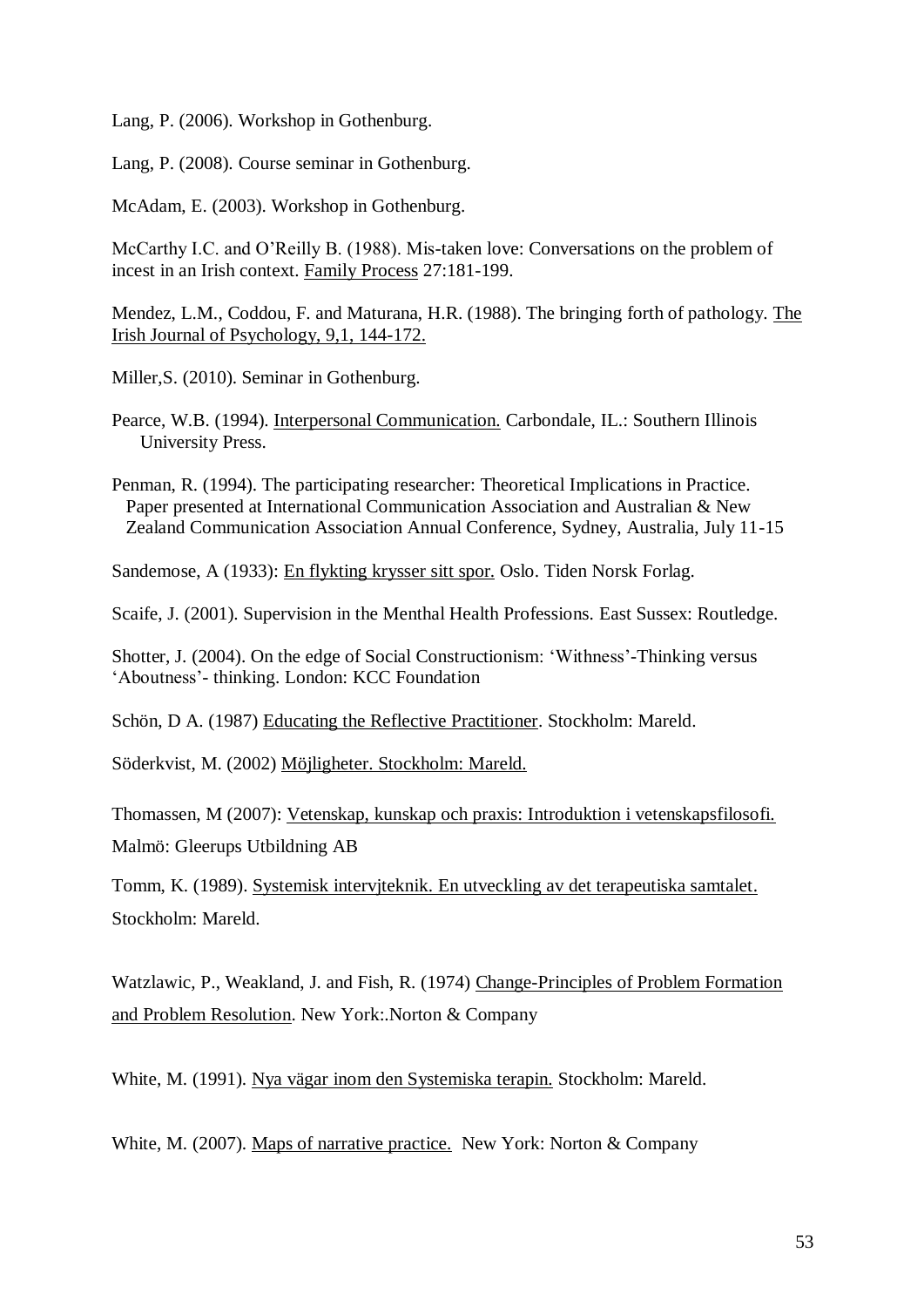Lang, P. (2006). Workshop in Gothenburg.

Lang, P. (2008). Course seminar in Gothenburg.

McAdam, E. (2003). Workshop in Gothenburg.

McCarthy I.C. and O'Reilly B. (1988). Mis-taken love: Conversations on the problem of incest in an Irish context. Family Process 27:181-199.

Mendez, L.M., Coddou, F. and Maturana, H.R. (1988). The bringing forth of pathology. The Irish Journal of Psychology, 9,1, 144-172.

Miller,S. (2010). Seminar in Gothenburg.

Pearce, W.B. (1994). Interpersonal Communication. Carbondale, IL.: Southern Illinois University Press.

Penman, R. (1994). The participating researcher: Theoretical Implications in Practice. Paper presented at International Communication Association and Australian & New Zealand Communication Association Annual Conference, Sydney, Australia, July 11-15

Sandemose, A (1933): En flykting krysser sitt spor. Oslo. Tiden Norsk Forlag.

Scaife, J. (2001). Supervision in the Menthal Health Professions. East Sussex: Routledge.

Shotter, J. (2004). On the edge of Social Constructionism: 'Withness'-Thinking versus 'Aboutness'- thinking. London: KCC Foundation

Schön, D A. (1987) Educating the Reflective Practitioner. Stockholm: Mareld.

Söderkvist, M. (2002) Möjligheter. Stockholm: Mareld.

Thomassen, M (2007): Vetenskap, kunskap och praxis: Introduktion i vetenskapsfilosofi. Malmö: Gleerups Utbildning AB

Tomm, K. (1989). Systemisk intervjteknik. En utveckling av det terapeutiska samtalet. Stockholm: Mareld.

Watzlawic, P., Weakland, J. and Fish, R. (1974) Change-Principles of Problem Formation and Problem Resolution. New York:.Norton & Company

White, M. (1991). Nya vägar inom den Systemiska terapin. Stockholm: Mareld.

White, M. (2007). Maps of narrative practice. New York: Norton & Company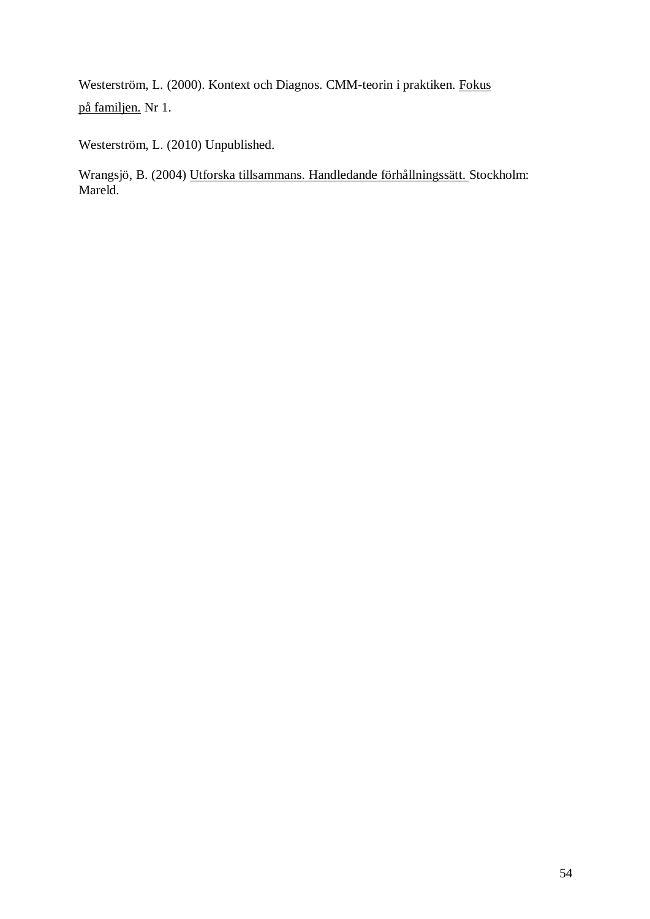Westerström, L. (2000). Kontext och Diagnos. CMM-teorin i praktiken. Fokus på familjen. Nr 1.

Westerström, L. (2010) Unpublished.

Wrangsjö, B. (2004) Utforska tillsammans. Handledande förhållningssätt. Stockholm: Mareld.